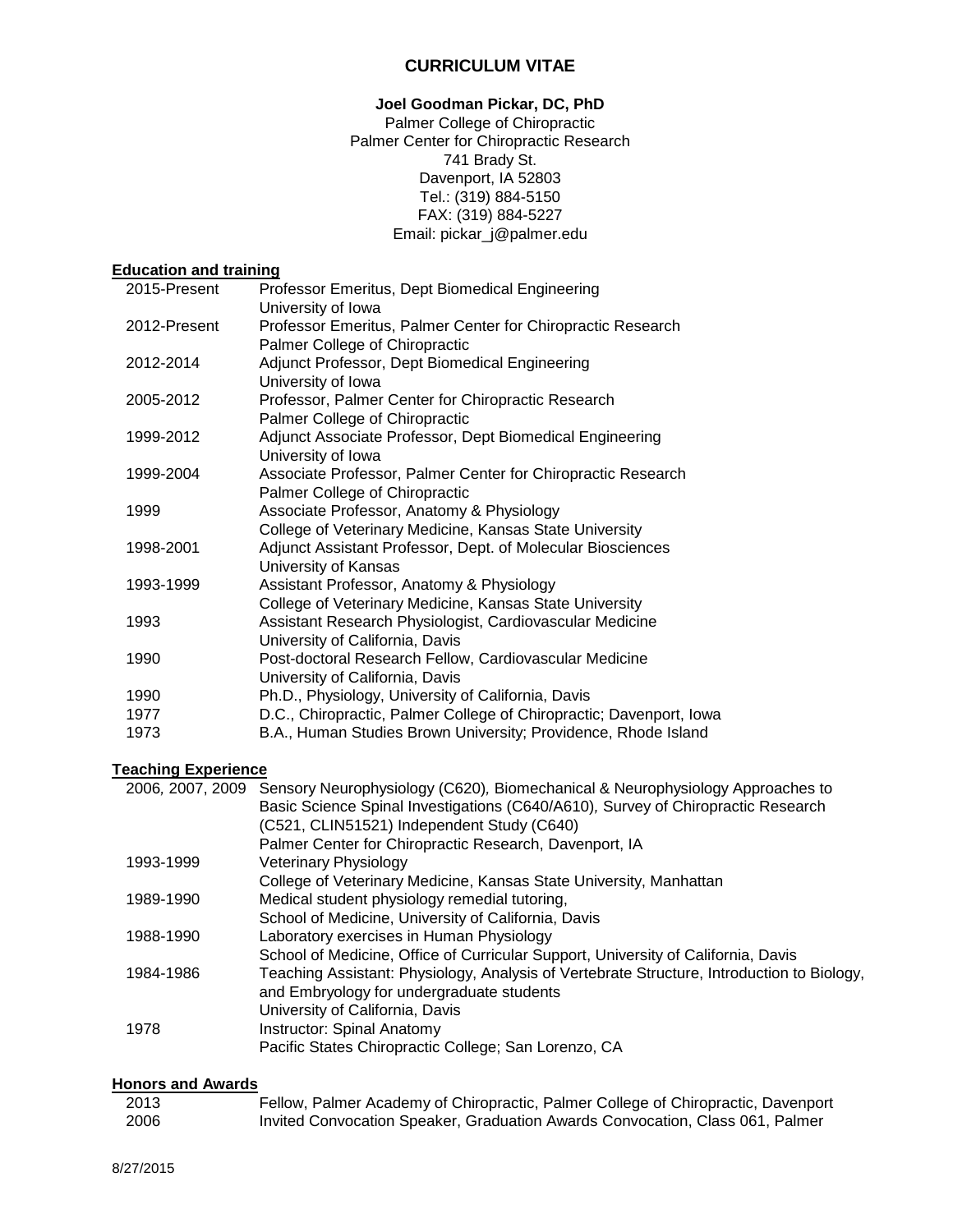# CURRICULUM VITAE

**Joel Goodman Pickar, DC, PhD**

Palmer College of Chiropractic
Palmer Center for Chiropractic Research
741 Brady St.
Davenport, IA 52803
Tel.: (319) 884-5150
FAX: (319) 884-5227
Email: pickar_j@palmer.edu

## Education and training

| | |
|---|---|
| 2015-Present | Professor Emeritus, Dept Biomedical Engineering<br>University of Iowa |
| 2012-Present | Professor Emeritus, Palmer Center for Chiropractic Research<br>Palmer College of Chiropractic |
| 2012-2014 | Adjunct Professor, Dept Biomedical Engineering<br>University of Iowa |
| 2005-2012 | Professor, Palmer Center for Chiropractic Research<br>Palmer College of Chiropractic |
| 1999-2012 | Adjunct Associate Professor, Dept Biomedical Engineering<br>University of Iowa |
| 1999-2004 | Associate Professor, Palmer Center for Chiropractic Research<br>Palmer College of Chiropractic |
| 1999 | Associate Professor, Anatomy & Physiology<br>College of Veterinary Medicine, Kansas State University |
| 1998-2001 | Adjunct Assistant Professor, Dept. of Molecular Biosciences<br>University of Kansas |
| 1993-1999 | Assistant Professor, Anatomy & Physiology<br>College of Veterinary Medicine, Kansas State University |
| 1993 | Assistant Research Physiologist, Cardiovascular Medicine<br>University of California, Davis |
| 1990 | Post-doctoral Research Fellow, Cardiovascular Medicine<br>University of California, Davis |
| 1990 | Ph.D., Physiology, University of California, Davis |
| 1977 | D.C., Chiropractic, Palmer College of Chiropractic; Davenport, Iowa |
| 1973 | B.A., Human Studies Brown University; Providence, Rhode Island |

## Teaching Experience

| | |
|---|---|
| 2006, 2007, 2009 | Sensory Neurophysiology (C620), Biomechanical & Neurophysiology Approaches to Basic Science Spinal Investigations (C640/A610), Survey of Chiropractic Research (C521, CLIN51521) Independent Study (C640)<br>Palmer Center for Chiropractic Research, Davenport, IA |
| 1993-1999 | Veterinary Physiology<br>College of Veterinary Medicine, Kansas State University, Manhattan |
| 1989-1990 | Medical student physiology remedial tutoring,<br>School of Medicine, University of California, Davis |
| 1988-1990 | Laboratory exercises in Human Physiology<br>School of Medicine, Office of Curricular Support, University of California, Davis |
| 1984-1986 | Teaching Assistant: Physiology, Analysis of Vertebrate Structure, Introduction to Biology, and Embryology for undergraduate students<br>University of California, Davis |
| 1978 | Instructor: Spinal Anatomy<br>Pacific States Chiropractic College; San Lorenzo, CA |

## Honors and Awards

| | |
|---|---|
| 2013 | Fellow, Palmer Academy of Chiropractic, Palmer College of Chiropractic, Davenport |
| 2006 | Invited Convocation Speaker, Graduation Awards Convocation, Class 061, Palmer |

8/27/2015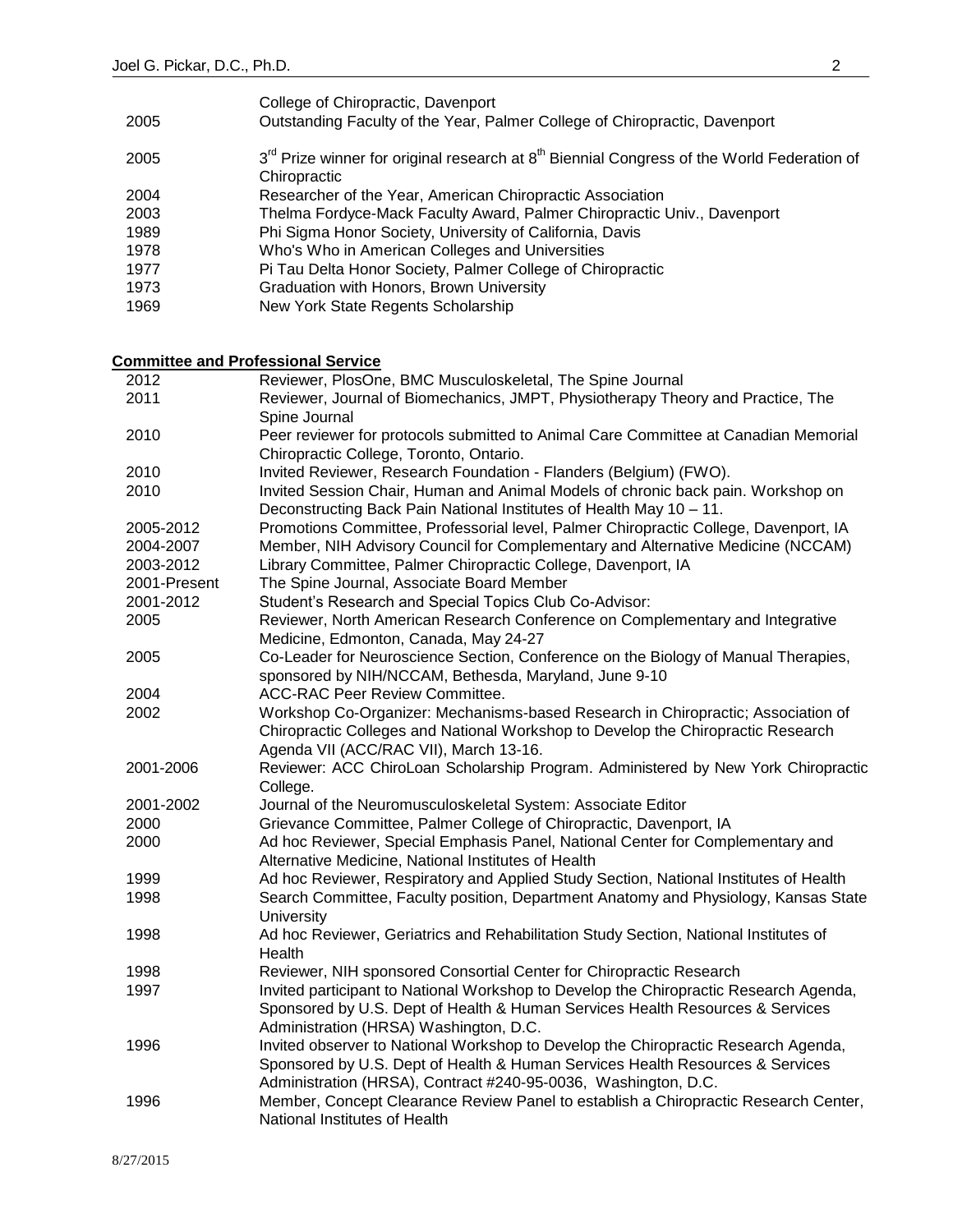| | |
|---|---|
| | College of Chiropractic, Davenport |
| 2005 | Outstanding Faculty of the Year, Palmer College of Chiropractic, Davenport |
| 2005 | 3rd Prize winner for original research at 8th Biennial Congress of the World Federation of Chiropractic |
| 2004 | Researcher of the Year, American Chiropractic Association |
| 2003 | Thelma Fordyce-Mack Faculty Award, Palmer Chiropractic Univ., Davenport |
| 1989 | Phi Sigma Honor Society, University of California, Davis |
| 1978 | Who's Who in American Colleges and Universities |
| 1977 | Pi Tau Delta Honor Society, Palmer College of Chiropractic |
| 1973 | Graduation with Honors, Brown University |
| 1969 | New York State Regents Scholarship |

**Committee and Professional Service**

| | |
|---|---|
| 2012 | Reviewer, PlosOne, BMC Musculoskeletal, The Spine Journal |
| 2011 | Reviewer, Journal of Biomechanics, JMPT, Physiotherapy Theory and Practice, The Spine Journal |
| 2010 | Peer reviewer for protocols submitted to Animal Care Committee at Canadian Memorial Chiropractic College, Toronto, Ontario. |
| 2010 | Invited Reviewer, Research Foundation - Flanders (Belgium) (FWO). |
| 2010 | Invited Session Chair, Human and Animal Models of chronic back pain. Workshop on Deconstructing Back Pain National Institutes of Health May 10 – 11. |
| 2005-2012 | Promotions Committee, Professorial level, Palmer Chiropractic College, Davenport, IA |
| 2004-2007 | Member, NIH Advisory Council for Complementary and Alternative Medicine (NCCAM) |
| 2003-2012 | Library Committee, Palmer Chiropractic College, Davenport, IA |
| 2001-Present | The Spine Journal, Associate Board Member |
| 2001-2012 | Student's Research and Special Topics Club Co-Advisor: |
| 2005 | Reviewer, North American Research Conference on Complementary and Integrative Medicine, Edmonton, Canada, May 24-27 |
| 2005 | Co-Leader for Neuroscience Section, Conference on the Biology of Manual Therapies, sponsored by NIH/NCCAM, Bethesda, Maryland, June 9-10 |
| 2004 | ACC-RAC Peer Review Committee. |
| 2002 | Workshop Co-Organizer: Mechanisms-based Research in Chiropractic; Association of Chiropractic Colleges and National Workshop to Develop the Chiropractic Research Agenda VII (ACC/RAC VII), March 13-16. |
| 2001-2006 | Reviewer: ACC ChiroLoan Scholarship Program. Administered by New York Chiropractic College. |
| 2001-2002 | Journal of the Neuromusculoskeletal System: Associate Editor |
| 2000 | Grievance Committee, Palmer College of Chiropractic, Davenport, IA |
| 2000 | Ad hoc Reviewer, Special Emphasis Panel, National Center for Complementary and Alternative Medicine, National Institutes of Health |
| 1999 | Ad hoc Reviewer, Respiratory and Applied Study Section, National Institutes of Health |
| 1998 | Search Committee, Faculty position, Department Anatomy and Physiology, Kansas State University |
| 1998 | Ad hoc Reviewer, Geriatrics and Rehabilitation Study Section, National Institutes of Health |
| 1998 | Reviewer, NIH sponsored Consortial Center for Chiropractic Research |
| 1997 | Invited participant to National Workshop to Develop the Chiropractic Research Agenda, Sponsored by U.S. Dept of Health & Human Services Health Resources & Services Administration (HRSA) Washington, D.C. |
| 1996 | Invited observer to National Workshop to Develop the Chiropractic Research Agenda, Sponsored by U.S. Dept of Health & Human Services Health Resources & Services Administration (HRSA), Contract #240-95-0036, Washington, D.C. |
| 1996 | Member, Concept Clearance Review Panel to establish a Chiropractic Research Center, National Institutes of Health |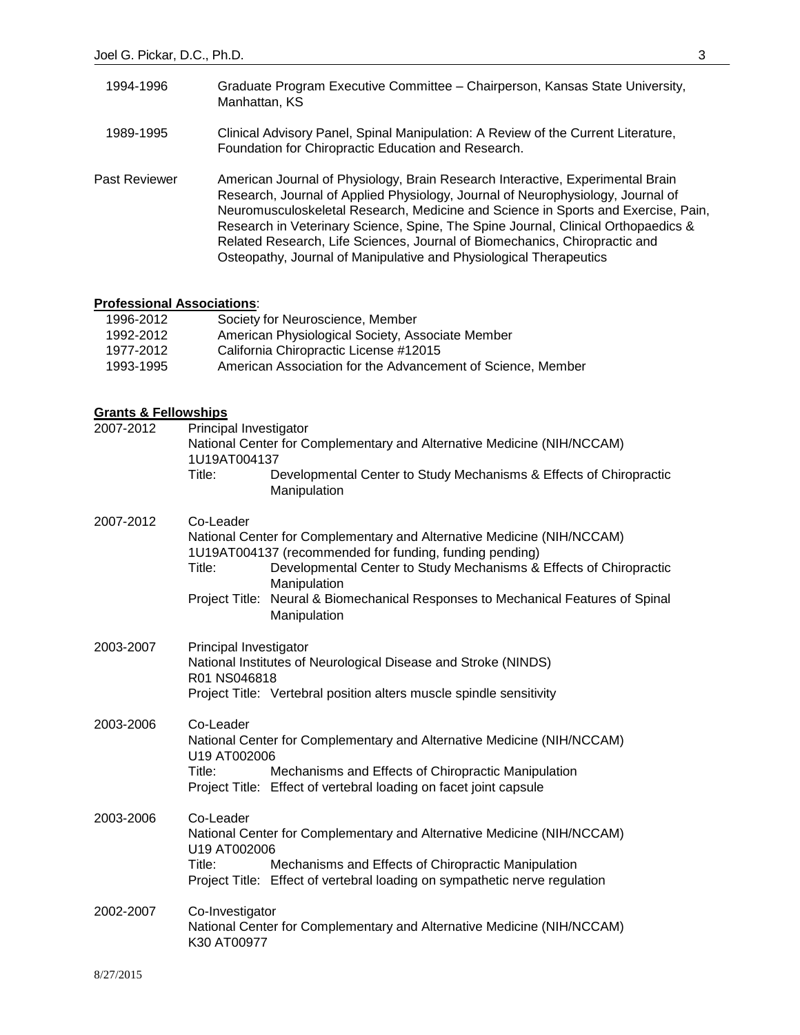1994-1996 Graduate Program Executive Committee – Chairperson, Kansas State University, Manhattan, KS

1989-1995 Clinical Advisory Panel, Spinal Manipulation: A Review of the Current Literature, Foundation for Chiropractic Education and Research.

Past Reviewer American Journal of Physiology, Brain Research Interactive, Experimental Brain Research, Journal of Applied Physiology, Journal of Neurophysiology, Journal of Neuromusculoskeletal Research, Medicine and Science in Sports and Exercise, Pain, Research in Veterinary Science, Spine, The Spine Journal, Clinical Orthopaedics & Related Research, Life Sciences, Journal of Biomechanics, Chiropractic and Osteopathy, Journal of Manipulative and Physiological Therapeutics

**Professional Associations**:

1996-2012 Society for Neuroscience, Member
1992-2012 American Physiological Society, Associate Member
1977-2012 California Chiropractic License #12015
1993-1995 American Association for the Advancement of Science, Member

**Grants & Fellowships**

2007-2012 Principal Investigator
National Center for Complementary and Alternative Medicine (NIH/NCCAM)
1U19AT004137
Title: Developmental Center to Study Mechanisms & Effects of Chiropractic Manipulation

2007-2012 Co-Leader
National Center for Complementary and Alternative Medicine (NIH/NCCAM)
1U19AT004137 (recommended for funding, funding pending)
Title: Developmental Center to Study Mechanisms & Effects of Chiropractic Manipulation
Project Title: Neural & Biomechanical Responses to Mechanical Features of Spinal Manipulation

2003-2007 Principal Investigator
National Institutes of Neurological Disease and Stroke (NINDS)
R01 NS046818
Project Title: Vertebral position alters muscle spindle sensitivity

2003-2006 Co-Leader
National Center for Complementary and Alternative Medicine (NIH/NCCAM)
U19 AT002006
Title: Mechanisms and Effects of Chiropractic Manipulation
Project Title: Effect of vertebral loading on facet joint capsule

2003-2006 Co-Leader
National Center for Complementary and Alternative Medicine (NIH/NCCAM)
U19 AT002006
Title: Mechanisms and Effects of Chiropractic Manipulation
Project Title: Effect of vertebral loading on sympathetic nerve regulation

2002-2007 Co-Investigator
National Center for Complementary and Alternative Medicine (NIH/NCCAM)
K30 AT00977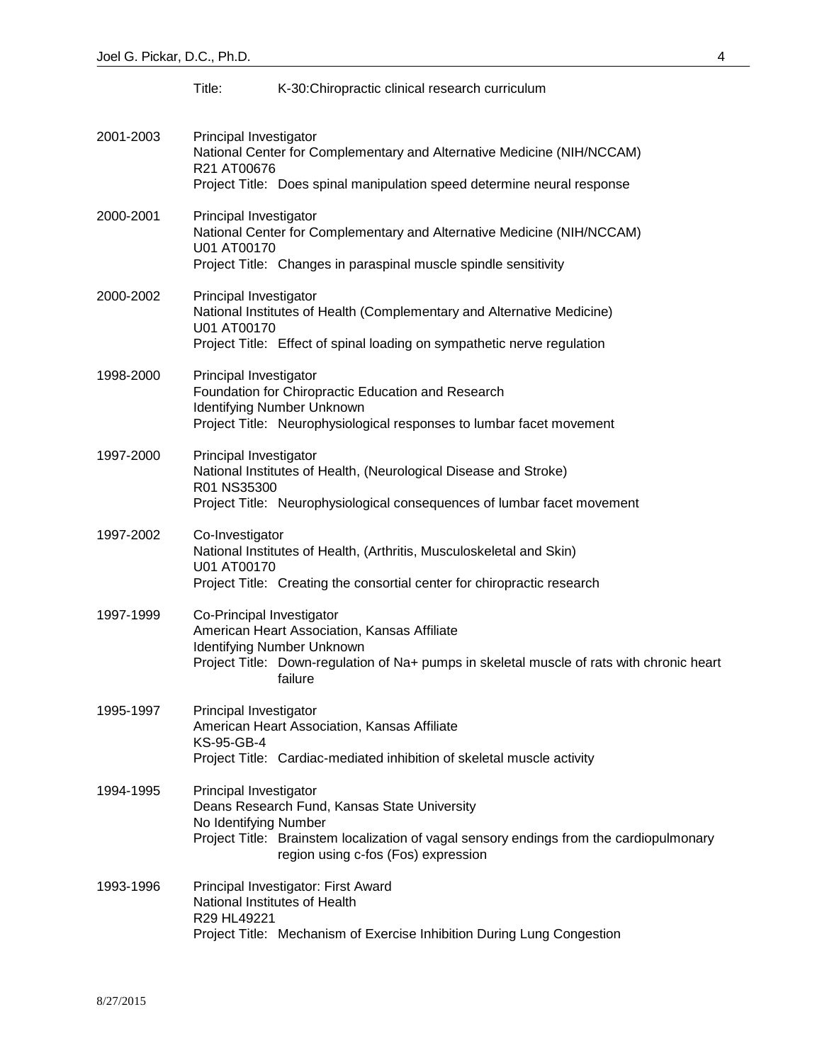Title: K-30:Chiropractic clinical research curriculum

2001-2003
Principal Investigator
National Center for Complementary and Alternative Medicine (NIH/NCCAM)
R21 AT00676
Project Title: Does spinal manipulation speed determine neural response

2000-2001
Principal Investigator
National Center for Complementary and Alternative Medicine (NIH/NCCAM)
U01 AT00170
Project Title: Changes in paraspinal muscle spindle sensitivity

2000-2002
Principal Investigator
National Institutes of Health (Complementary and Alternative Medicine)
U01 AT00170
Project Title: Effect of spinal loading on sympathetic nerve regulation

1998-2000
Principal Investigator
Foundation for Chiropractic Education and Research
Identifying Number Unknown
Project Title: Neurophysiological responses to lumbar facet movement

1997-2000
Principal Investigator
National Institutes of Health, (Neurological Disease and Stroke)
R01 NS35300
Project Title: Neurophysiological consequences of lumbar facet movement

1997-2002
Co-Investigator
National Institutes of Health, (Arthritis, Musculoskeletal and Skin)
U01 AT00170
Project Title: Creating the consortial center for chiropractic research

1997-1999
Co-Principal Investigator
American Heart Association, Kansas Affiliate
Identifying Number Unknown
Project Title: Down-regulation of Na+ pumps in skeletal muscle of rats with chronic heart failure

1995-1997
Principal Investigator
American Heart Association, Kansas Affiliate
KS-95-GB-4
Project Title: Cardiac-mediated inhibition of skeletal muscle activity

1994-1995
Principal Investigator
Deans Research Fund, Kansas State University
No Identifying Number
Project Title: Brainstem localization of vagal sensory endings from the cardiopulmonary region using c-fos (Fos) expression

1993-1996
Principal Investigator: First Award
National Institutes of Health
R29 HL49221
Project Title: Mechanism of Exercise Inhibition During Lung Congestion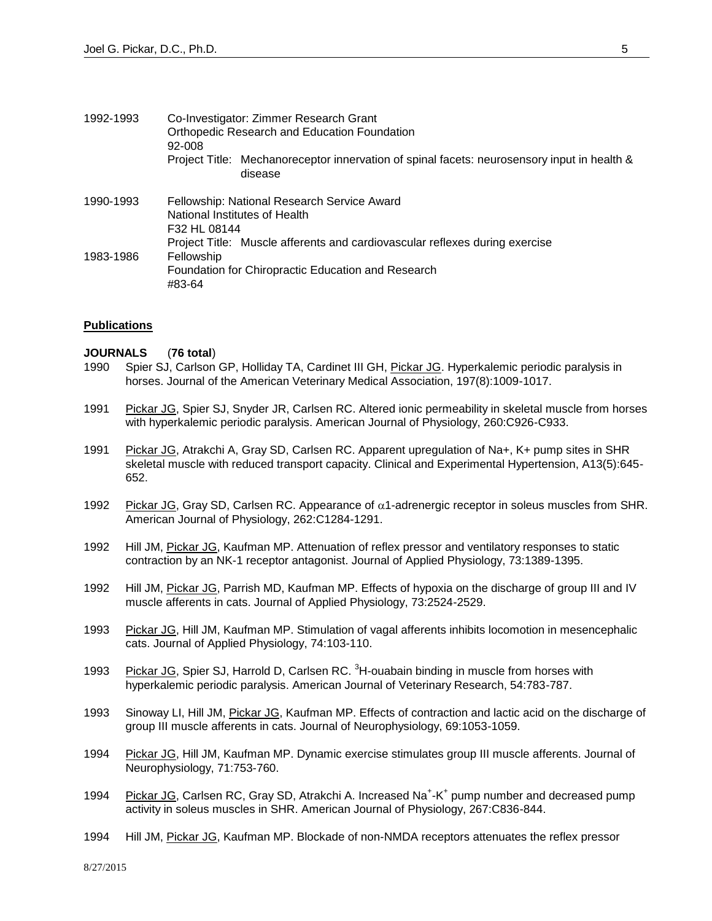1992-1993 Co-Investigator: Zimmer Research Grant
Orthopedic Research and Education Foundation
92-008
Project Title: Mechanoreceptor innervation of spinal facets: neurosensory input in health & disease

1990-1993 Fellowship: National Research Service Award
National Institutes of Health
F32 HL 08144
Project Title: Muscle afferents and cardiovascular reflexes during exercise

1983-1986 Fellowship
Foundation for Chiropractic Education and Research
#83-64

## Publications

**JOURNALS** (**76 total**)

1990 Spier SJ, Carlson GP, Holliday TA, Cardinet III GH, Pickar JG. Hyperkalemic periodic paralysis in horses. Journal of the American Veterinary Medical Association, 197(8):1009-1017.

1991 Pickar JG, Spier SJ, Snyder JR, Carlsen RC. Altered ionic permeability in skeletal muscle from horses with hyperkalemic periodic paralysis. American Journal of Physiology, 260:C926-C933.

1991 Pickar JG, Atrakchi A, Gray SD, Carlsen RC. Apparent upregulation of Na+, K+ pump sites in SHR skeletal muscle with reduced transport capacity. Clinical and Experimental Hypertension, A13(5):645-652.

1992 Pickar JG, Gray SD, Carlsen RC. Appearance of $\alpha$1-adrenergic receptor in soleus muscles from SHR. American Journal of Physiology, 262:C1284-1291.

1992 Hill JM, Pickar JG, Kaufman MP. Attenuation of reflex pressor and ventilatory responses to static contraction by an NK-1 receptor antagonist. Journal of Applied Physiology, 73:1389-1395.

1992 Hill JM, Pickar JG, Parrish MD, Kaufman MP. Effects of hypoxia on the discharge of group III and IV muscle afferents in cats. Journal of Applied Physiology, 73:2524-2529.

1993 Pickar JG, Hill JM, Kaufman MP. Stimulation of vagal afferents inhibits locomotion in mesencephalic cats. Journal of Applied Physiology, 74:103-110.

1993 Pickar JG, Spier SJ, Harrold D, Carlsen RC. $^3$H-ouabain binding in muscle from horses with hyperkalemic periodic paralysis. American Journal of Veterinary Research, 54:783-787.

1993 Sinoway LI, Hill JM, Pickar JG, Kaufman MP. Effects of contraction and lactic acid on the discharge of group III muscle afferents in cats. Journal of Neurophysiology, 69:1053-1059.

1994 Pickar JG, Hill JM, Kaufman MP. Dynamic exercise stimulates group III muscle afferents. Journal of Neurophysiology, 71:753-760.

1994 Pickar JG, Carlsen RC, Gray SD, Atrakchi A. Increased $Na^+$-$K^+$ pump number and decreased pump activity in soleus muscles in SHR. American Journal of Physiology, 267:C836-844.

1994 Hill JM, Pickar JG, Kaufman MP. Blockade of non-NMDA receptors attenuates the reflex pressor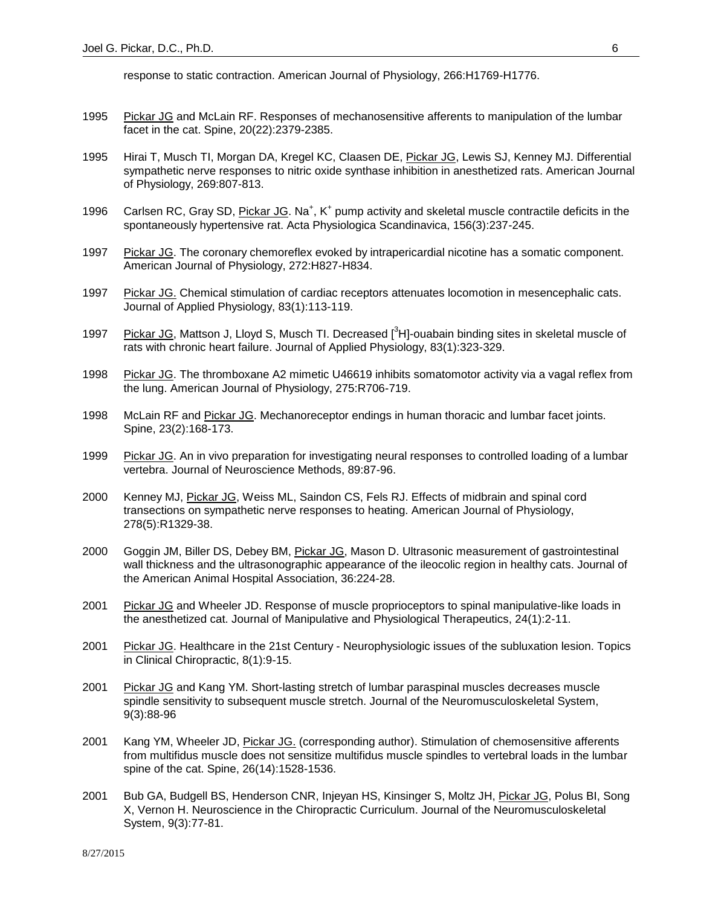response to static contraction. American Journal of Physiology, 266:H1769-H1776.

1995 Pickar JG and McLain RF. Responses of mechanosensitive afferents to manipulation of the lumbar facet in the cat. Spine, 20(22):2379-2385.

1995 Hirai T, Musch TI, Morgan DA, Kregel KC, Claasen DE, Pickar JG, Lewis SJ, Kenney MJ. Differential sympathetic nerve responses to nitric oxide synthase inhibition in anesthetized rats. American Journal of Physiology, 269:807-813.

1996 Carlsen RC, Gray SD, Pickar JG. $Na^+$, $K^+$ pump activity and skeletal muscle contractile deficits in the spontaneously hypertensive rat. Acta Physiologica Scandinavica, 156(3):237-245.

1997 Pickar JG. The coronary chemoreflex evoked by intrapericardial nicotine has a somatic component. American Journal of Physiology, 272:H827-H834.

1997 Pickar JG. Chemical stimulation of cardiac receptors attenuates locomotion in mesencephalic cats. Journal of Applied Physiology, 83(1):113-119.

1997 Pickar JG, Mattson J, Lloyd S, Musch TI. Decreased [$^3$H]-ouabain binding sites in skeletal muscle of rats with chronic heart failure. Journal of Applied Physiology, 83(1):323-329.

1998 Pickar JG. The thromboxane A2 mimetic U46619 inhibits somatomotor activity via a vagal reflex from the lung. American Journal of Physiology, 275:R706-719.

1998 McLain RF and Pickar JG. Mechanoreceptor endings in human thoracic and lumbar facet joints. Spine, 23(2):168-173.

1999 Pickar JG. An in vivo preparation for investigating neural responses to controlled loading of a lumbar vertebra. Journal of Neuroscience Methods, 89:87-96.

2000 Kenney MJ, Pickar JG, Weiss ML, Saindon CS, Fels RJ. Effects of midbrain and spinal cord transections on sympathetic nerve responses to heating. American Journal of Physiology, 278(5):R1329-38.

2000 Goggin JM, Biller DS, Debey BM, Pickar JG, Mason D. Ultrasonic measurement of gastrointestinal wall thickness and the ultrasonographic appearance of the ileocolic region in healthy cats. Journal of the American Animal Hospital Association, 36:224-28.

2001 Pickar JG and Wheeler JD. Response of muscle proprioceptors to spinal manipulative-like loads in the anesthetized cat. Journal of Manipulative and Physiological Therapeutics, 24(1):2-11.

2001 Pickar JG. Healthcare in the 21st Century - Neurophysiologic issues of the subluxation lesion. Topics in Clinical Chiropractic, 8(1):9-15.

2001 Pickar JG and Kang YM. Short-lasting stretch of lumbar paraspinal muscles decreases muscle spindle sensitivity to subsequent muscle stretch. Journal of the Neuromusculoskeletal System, 9(3):88-96

2001 Kang YM, Wheeler JD, Pickar JG. (corresponding author). Stimulation of chemosensitive afferents from multifidus muscle does not sensitize multifidus muscle spindles to vertebral loads in the lumbar spine of the cat. Spine, 26(14):1528-1536.

2001 Bub GA, Budgell BS, Henderson CNR, Injeyan HS, Kinsinger S, Moltz JH, Pickar JG, Polus BI, Song X, Vernon H. Neuroscience in the Chiropractic Curriculum. Journal of the Neuromusculoskeletal System, 9(3):77-81.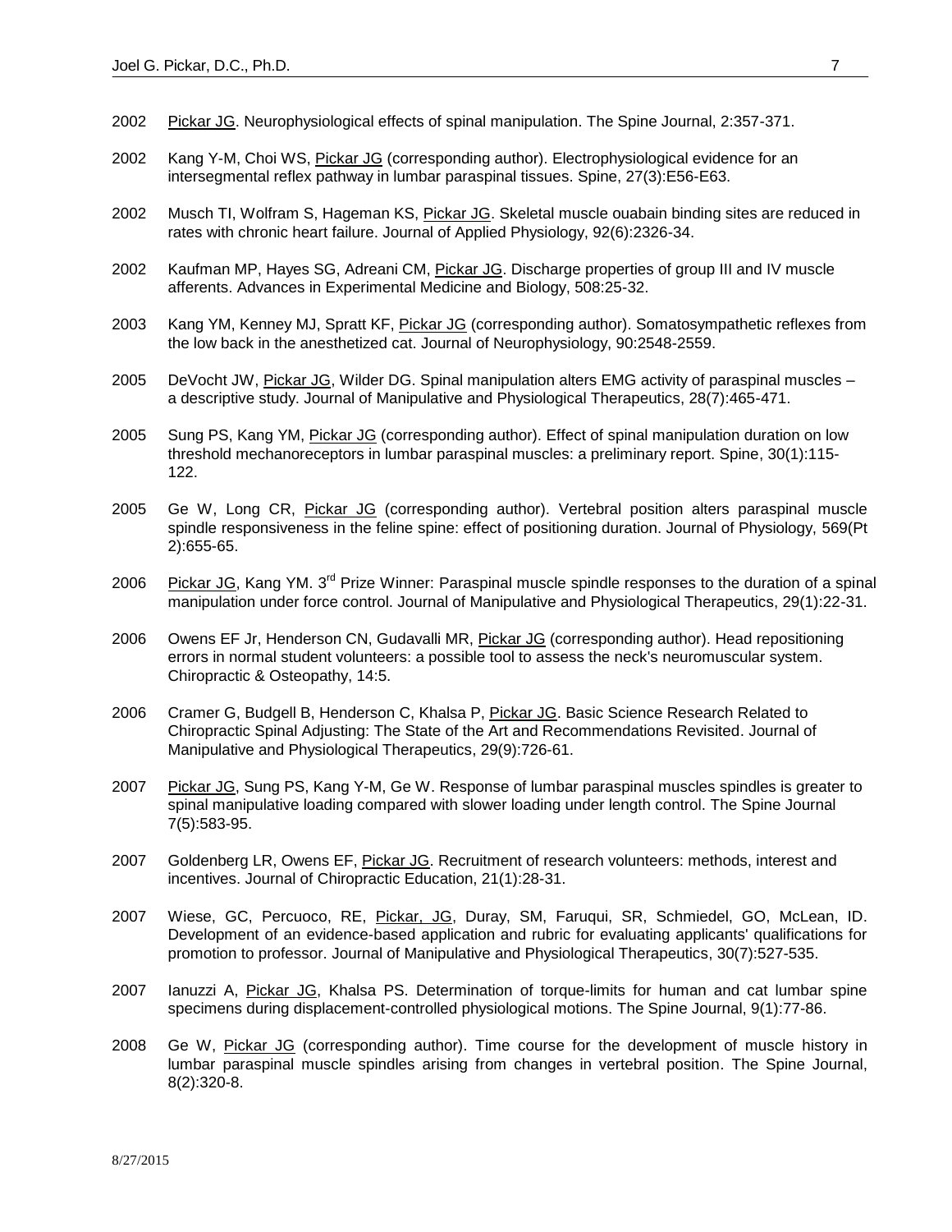2002 Pickar JG. Neurophysiological effects of spinal manipulation. The Spine Journal, 2:357-371.

2002 Kang Y-M, Choi WS, Pickar JG (corresponding author). Electrophysiological evidence for an intersegmental reflex pathway in lumbar paraspinal tissues. Spine, 27(3):E56-E63.

2002 Musch TI, Wolfram S, Hageman KS, Pickar JG. Skeletal muscle ouabain binding sites are reduced in rates with chronic heart failure. Journal of Applied Physiology, 92(6):2326-34.

2002 Kaufman MP, Hayes SG, Adreani CM, Pickar JG. Discharge properties of group III and IV muscle afferents. Advances in Experimental Medicine and Biology, 508:25-32.

2003 Kang YM, Kenney MJ, Spratt KF, Pickar JG (corresponding author). Somatosympathetic reflexes from the low back in the anesthetized cat. Journal of Neurophysiology, 90:2548-2559.

2005 DeVocht JW, Pickar JG, Wilder DG. Spinal manipulation alters EMG activity of paraspinal muscles – a descriptive study. Journal of Manipulative and Physiological Therapeutics, 28(7):465-471.

2005 Sung PS, Kang YM, Pickar JG (corresponding author). Effect of spinal manipulation duration on low threshold mechanoreceptors in lumbar paraspinal muscles: a preliminary report. Spine, 30(1):115-122.

2005 Ge W, Long CR, Pickar JG (corresponding author). Vertebral position alters paraspinal muscle spindle responsiveness in the feline spine: effect of positioning duration. Journal of Physiology, 569(Pt 2):655-65.

2006 Pickar JG, Kang YM. 3rd Prize Winner: Paraspinal muscle spindle responses to the duration of a spinal manipulation under force control. Journal of Manipulative and Physiological Therapeutics, 29(1):22-31.

2006 Owens EF Jr, Henderson CN, Gudavalli MR, Pickar JG (corresponding author). Head repositioning errors in normal student volunteers: a possible tool to assess the neck's neuromuscular system. Chiropractic & Osteopathy, 14:5.

2006 Cramer G, Budgell B, Henderson C, Khalsa P, Pickar JG. Basic Science Research Related to Chiropractic Spinal Adjusting: The State of the Art and Recommendations Revisited. Journal of Manipulative and Physiological Therapeutics, 29(9):726-61.

2007 Pickar JG, Sung PS, Kang Y-M, Ge W. Response of lumbar paraspinal muscles spindles is greater to spinal manipulative loading compared with slower loading under length control. The Spine Journal 7(5):583-95.

2007 Goldenberg LR, Owens EF, Pickar JG. Recruitment of research volunteers: methods, interest and incentives. Journal of Chiropractic Education, 21(1):28-31.

2007 Wiese, GC, Percuoco, RE, Pickar, JG, Duray, SM, Faruqui, SR, Schmiedel, GO, McLean, ID. Development of an evidence-based application and rubric for evaluating applicants' qualifications for promotion to professor. Journal of Manipulative and Physiological Therapeutics, 30(7):527-535.

2007 Ianuzzi A, Pickar JG, Khalsa PS. Determination of torque-limits for human and cat lumbar spine specimens during displacement-controlled physiological motions. The Spine Journal, 9(1):77-86.

2008 Ge W, Pickar JG (corresponding author). Time course for the development of muscle history in lumbar paraspinal muscle spindles arising from changes in vertebral position. The Spine Journal, 8(2):320-8.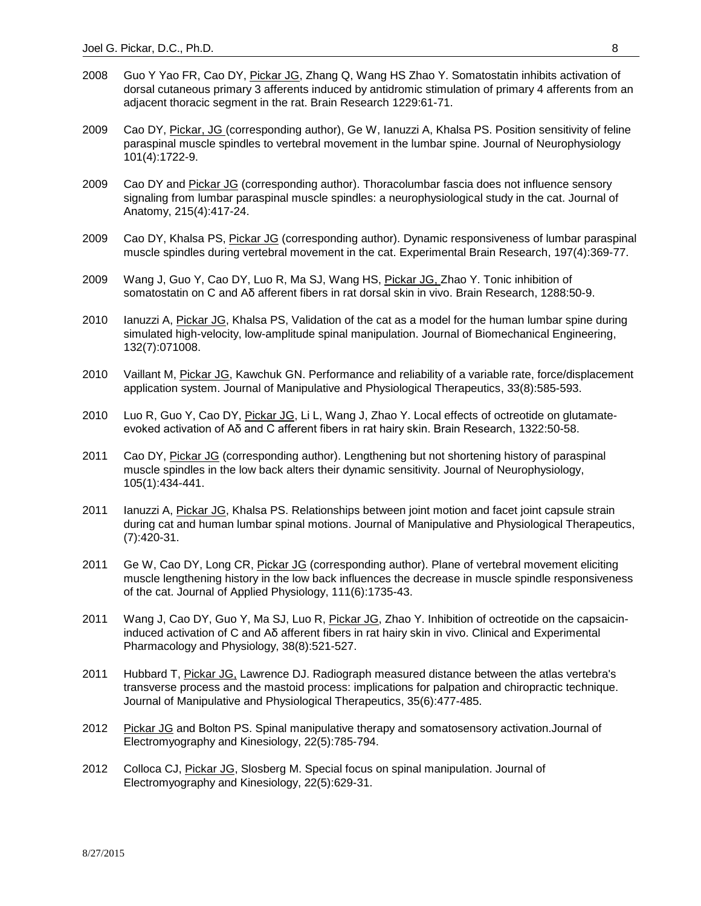2008 Guo Y Yao FR, Cao DY, Pickar JG, Zhang Q, Wang HS Zhao Y. Somatostatin inhibits activation of dorsal cutaneous primary 3 afferents induced by antidromic stimulation of primary 4 afferents from an adjacent thoracic segment in the rat. Brain Research 1229:61-71.

2009 Cao DY, Pickar, JG (corresponding author), Ge W, Ianuzzi A, Khalsa PS. Position sensitivity of feline paraspinal muscle spindles to vertebral movement in the lumbar spine. Journal of Neurophysiology 101(4):1722-9.

2009 Cao DY and Pickar JG (corresponding author). Thoracolumbar fascia does not influence sensory signaling from lumbar paraspinal muscle spindles: a neurophysiological study in the cat. Journal of Anatomy, 215(4):417-24.

2009 Cao DY, Khalsa PS, Pickar JG (corresponding author). Dynamic responsiveness of lumbar paraspinal muscle spindles during vertebral movement in the cat. Experimental Brain Research, 197(4):369-77.

2009 Wang J, Guo Y, Cao DY, Luo R, Ma SJ, Wang HS, Pickar JG, Zhao Y. Tonic inhibition of somatostatin on C and Aδ afferent fibers in rat dorsal skin in vivo. Brain Research, 1288:50-9.

2010 Ianuzzi A, Pickar JG, Khalsa PS, Validation of the cat as a model for the human lumbar spine during simulated high-velocity, low-amplitude spinal manipulation. Journal of Biomechanical Engineering, 132(7):071008.

2010 Vaillant M, Pickar JG, Kawchuk GN. Performance and reliability of a variable rate, force/displacement application system. Journal of Manipulative and Physiological Therapeutics, 33(8):585-593.

2010 Luo R, Guo Y, Cao DY, Pickar JG, Li L, Wang J, Zhao Y. Local effects of octreotide on glutamate-evoked activation of Aδ and C afferent fibers in rat hairy skin. Brain Research, 1322:50-58.

2011 Cao DY, Pickar JG (corresponding author). Lengthening but not shortening history of paraspinal muscle spindles in the low back alters their dynamic sensitivity. Journal of Neurophysiology, 105(1):434-441.

2011 Ianuzzi A, Pickar JG, Khalsa PS. Relationships between joint motion and facet joint capsule strain during cat and human lumbar spinal motions. Journal of Manipulative and Physiological Therapeutics, (7):420-31.

2011 Ge W, Cao DY, Long CR, Pickar JG (corresponding author). Plane of vertebral movement eliciting muscle lengthening history in the low back influences the decrease in muscle spindle responsiveness of the cat. Journal of Applied Physiology, 111(6):1735-43.

2011 Wang J, Cao DY, Guo Y, Ma SJ, Luo R, Pickar JG, Zhao Y. Inhibition of octreotide on the capsaicin-induced activation of C and Aδ afferent fibers in rat hairy skin in vivo. Clinical and Experimental Pharmacology and Physiology, 38(8):521-527.

2011 Hubbard T, Pickar JG, Lawrence DJ. Radiograph measured distance between the atlas vertebra's transverse process and the mastoid process: implications for palpation and chiropractic technique. Journal of Manipulative and Physiological Therapeutics, 35(6):477-485.

2012 Pickar JG and Bolton PS. Spinal manipulative therapy and somatosensory activation.Journal of Electromyography and Kinesiology, 22(5):785-794.

2012 Colloca CJ, Pickar JG, Slosberg M. Special focus on spinal manipulation. Journal of Electromyography and Kinesiology, 22(5):629-31.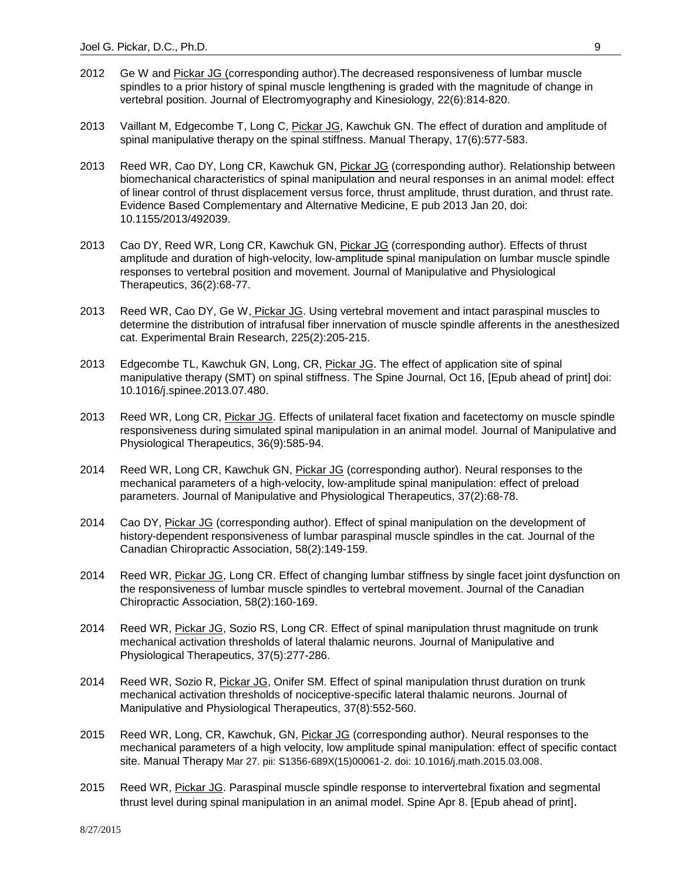2012 Ge W and Pickar JG (corresponding author).The decreased responsiveness of lumbar muscle spindles to a prior history of spinal muscle lengthening is graded with the magnitude of change in vertebral position. Journal of Electromyography and Kinesiology, 22(6):814-820.

2013 Vaillant M, Edgecombe T, Long C, Pickar JG, Kawchuk GN. The effect of duration and amplitude of spinal manipulative therapy on the spinal stiffness. Manual Therapy, 17(6):577-583.

2013 Reed WR, Cao DY, Long CR, Kawchuk GN, Pickar JG (corresponding author). Relationship between biomechanical characteristics of spinal manipulation and neural responses in an animal model: effect of linear control of thrust displacement versus force, thrust amplitude, thrust duration, and thrust rate. Evidence Based Complementary and Alternative Medicine, E pub 2013 Jan 20, doi: 10.1155/2013/492039.

2013 Cao DY, Reed WR, Long CR, Kawchuk GN, Pickar JG (corresponding author). Effects of thrust amplitude and duration of high-velocity, low-amplitude spinal manipulation on lumbar muscle spindle responses to vertebral position and movement. Journal of Manipulative and Physiological Therapeutics, 36(2):68-77.

2013 Reed WR, Cao DY, Ge W, Pickar JG. Using vertebral movement and intact paraspinal muscles to determine the distribution of intrafusal fiber innervation of muscle spindle afferents in the anesthesized cat. Experimental Brain Research, 225(2):205-215.

2013 Edgecombe TL, Kawchuk GN, Long, CR, Pickar JG. The effect of application site of spinal manipulative therapy (SMT) on spinal stiffness. The Spine Journal, Oct 16, [Epub ahead of print] doi: 10.1016/j.spinee.2013.07.480.

2013 Reed WR, Long CR, Pickar JG. Effects of unilateral facet fixation and facetectomy on muscle spindle responsiveness during simulated spinal manipulation in an animal model. Journal of Manipulative and Physiological Therapeutics, 36(9):585-94.

2014 Reed WR, Long CR, Kawchuk GN, Pickar JG (corresponding author). Neural responses to the mechanical parameters of a high-velocity, low-amplitude spinal manipulation: effect of preload parameters. Journal of Manipulative and Physiological Therapeutics, 37(2):68-78.

2014 Cao DY, Pickar JG (corresponding author). Effect of spinal manipulation on the development of history-dependent responsiveness of lumbar paraspinal muscle spindles in the cat. Journal of the Canadian Chiropractic Association, 58(2):149-159.

2014 Reed WR, Pickar JG, Long CR. Effect of changing lumbar stiffness by single facet joint dysfunction on the responsiveness of lumbar muscle spindles to vertebral movement. Journal of the Canadian Chiropractic Association, 58(2):160-169.

2014 Reed WR, Pickar JG, Sozio RS, Long CR. Effect of spinal manipulation thrust magnitude on trunk mechanical activation thresholds of lateral thalamic neurons. Journal of Manipulative and Physiological Therapeutics, 37(5):277-286.

2014 Reed WR, Sozio R, Pickar JG, Onifer SM. Effect of spinal manipulation thrust duration on trunk mechanical activation thresholds of nociceptive-specific lateral thalamic neurons. Journal of Manipulative and Physiological Therapeutics, 37(8):552-560.

2015 Reed WR, Long, CR, Kawchuk, GN, Pickar JG (corresponding author). Neural responses to the mechanical parameters of a high velocity, low amplitude spinal manipulation: effect of specific contact site. Manual Therapy Mar 27. pii: S1356-689X(15)00061-2. doi: 10.1016/j.math.2015.03.008.

2015 Reed WR, Pickar JG. Paraspinal muscle spindle response to intervertebral fixation and segmental thrust level during spinal manipulation in an animal model. Spine Apr 8. [Epub ahead of print].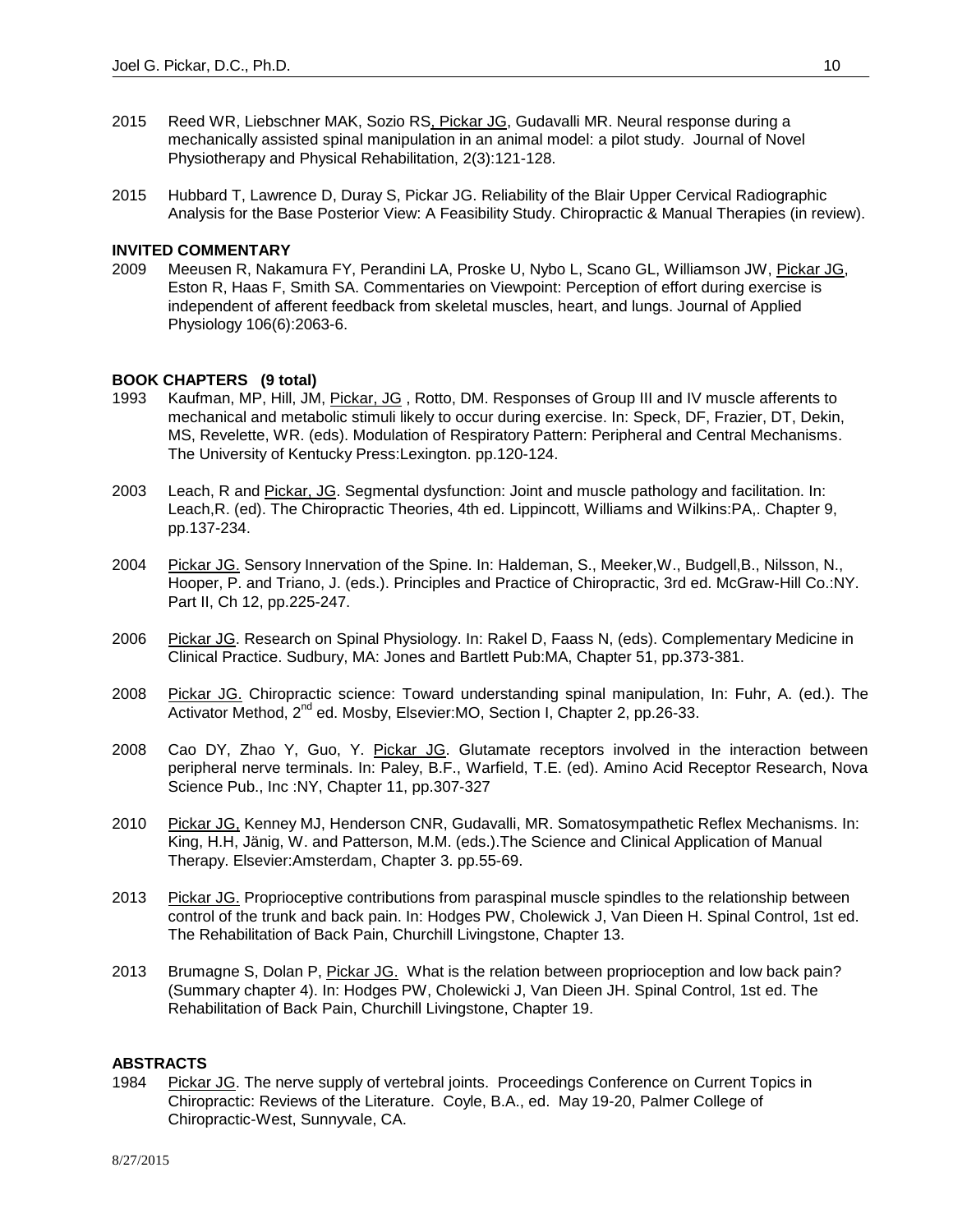2015 Reed WR, Liebschner MAK, Sozio RS, Pickar JG, Gudavalli MR. Neural response during a mechanically assisted spinal manipulation in an animal model: a pilot study. Journal of Novel Physiotherapy and Physical Rehabilitation, 2(3):121-128.

2015 Hubbard T, Lawrence D, Duray S, Pickar JG. Reliability of the Blair Upper Cervical Radiographic Analysis for the Base Posterior View: A Feasibility Study. Chiropractic & Manual Therapies (in review).

**INVITED COMMENTARY**

2009 Meeusen R, Nakamura FY, Perandini LA, Proske U, Nybo L, Scano GL, Williamson JW, Pickar JG, Eston R, Haas F, Smith SA. Commentaries on Viewpoint: Perception of effort during exercise is independent of afferent feedback from skeletal muscles, heart, and lungs. Journal of Applied Physiology 106(6):2063-6.

**BOOK CHAPTERS (9 total)**

1993 Kaufman, MP, Hill, JM, Pickar, JG , Rotto, DM. Responses of Group III and IV muscle afferents to mechanical and metabolic stimuli likely to occur during exercise. In: Speck, DF, Frazier, DT, Dekin, MS, Revelette, WR. (eds). Modulation of Respiratory Pattern: Peripheral and Central Mechanisms. The University of Kentucky Press:Lexington. pp.120-124.

2003 Leach, R and Pickar, JG. Segmental dysfunction: Joint and muscle pathology and facilitation. In: Leach,R. (ed). The Chiropractic Theories, 4th ed. Lippincott, Williams and Wilkins:PA,. Chapter 9, pp.137-234.

2004 Pickar JG. Sensory Innervation of the Spine. In: Haldeman, S., Meeker,W., Budgell,B., Nilsson, N., Hooper, P. and Triano, J. (eds.). Principles and Practice of Chiropractic, 3rd ed. McGraw-Hill Co.:NY. Part II, Ch 12, pp.225-247.

2006 Pickar JG. Research on Spinal Physiology. In: Rakel D, Faass N, (eds). Complementary Medicine in Clinical Practice. Sudbury, MA: Jones and Bartlett Pub:MA, Chapter 51, pp.373-381.

2008 Pickar JG. Chiropractic science: Toward understanding spinal manipulation, In: Fuhr, A. (ed.). The Activator Method, 2nd ed. Mosby, Elsevier:MO, Section I, Chapter 2, pp.26-33.

2008 Cao DY, Zhao Y, Guo, Y. Pickar JG. Glutamate receptors involved in the interaction between peripheral nerve terminals. In: Paley, B.F., Warfield, T.E. (ed). Amino Acid Receptor Research, Nova Science Pub., Inc :NY, Chapter 11, pp.307-327

2010 Pickar JG, Kenney MJ, Henderson CNR, Gudavalli, MR. Somatosympathetic Reflex Mechanisms. In: King, H.H, Jänig, W. and Patterson, M.M. (eds.).The Science and Clinical Application of Manual Therapy. Elsevier:Amsterdam, Chapter 3. pp.55-69.

2013 Pickar JG. Proprioceptive contributions from paraspinal muscle spindles to the relationship between control of the trunk and back pain. In: Hodges PW, Cholewick J, Van Dieen H. Spinal Control, 1st ed. The Rehabilitation of Back Pain, Churchill Livingstone, Chapter 13.

2013 Brumagne S, Dolan P, Pickar JG. What is the relation between proprioception and low back pain? (Summary chapter 4). In: Hodges PW, Cholewicki J, Van Dieen JH. Spinal Control, 1st ed. The Rehabilitation of Back Pain, Churchill Livingstone, Chapter 19.

**ABSTRACTS**

1984 Pickar JG. The nerve supply of vertebral joints. Proceedings Conference on Current Topics in Chiropractic: Reviews of the Literature. Coyle, B.A., ed. May 19-20, Palmer College of Chiropractic-West, Sunnyvale, CA.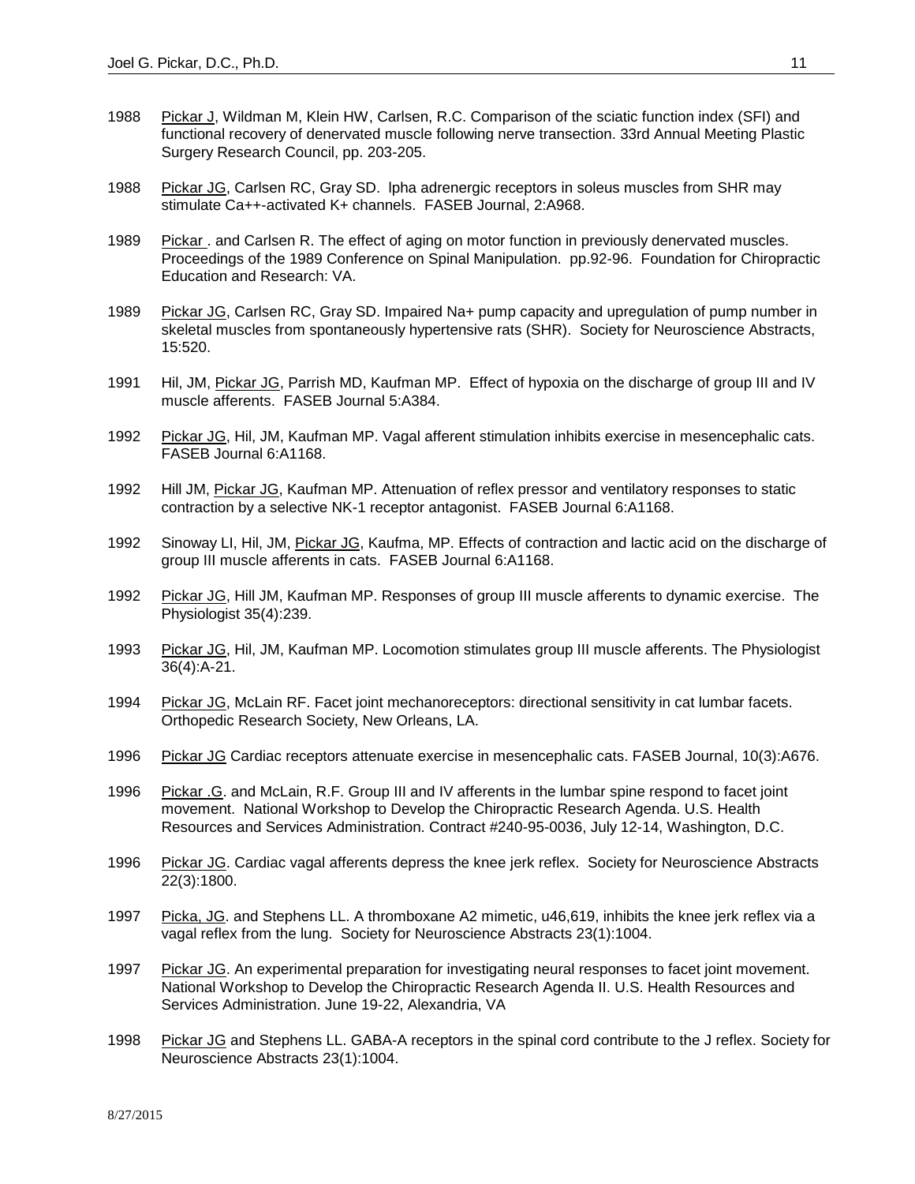1988 Pickar J, Wildman M, Klein HW, Carlsen, R.C. Comparison of the sciatic function index (SFI) and functional recovery of denervated muscle following nerve transection. 33rd Annual Meeting Plastic Surgery Research Council, pp. 203-205.

1988 Pickar JG, Carlsen RC, Gray SD. lpha adrenergic receptors in soleus muscles from SHR may stimulate Ca++-activated K+ channels. FASEB Journal, 2:A968.

1989 Pickar . and Carlsen R. The effect of aging on motor function in previously denervated muscles. Proceedings of the 1989 Conference on Spinal Manipulation. pp.92-96. Foundation for Chiropractic Education and Research: VA.

1989 Pickar JG, Carlsen RC, Gray SD. Impaired Na+ pump capacity and upregulation of pump number in skeletal muscles from spontaneously hypertensive rats (SHR). Society for Neuroscience Abstracts, 15:520.

1991 Hil, JM, Pickar JG, Parrish MD, Kaufman MP. Effect of hypoxia on the discharge of group III and IV muscle afferents. FASEB Journal 5:A384.

1992 Pickar JG, Hil, JM, Kaufman MP. Vagal afferent stimulation inhibits exercise in mesencephalic cats. FASEB Journal 6:A1168.

1992 Hill JM, Pickar JG, Kaufman MP. Attenuation of reflex pressor and ventilatory responses to static contraction by a selective NK-1 receptor antagonist. FASEB Journal 6:A1168.

1992 Sinoway LI, Hil, JM, Pickar JG, Kaufma, MP. Effects of contraction and lactic acid on the discharge of group III muscle afferents in cats. FASEB Journal 6:A1168.

1992 Pickar JG, Hill JM, Kaufman MP. Responses of group III muscle afferents to dynamic exercise. The Physiologist 35(4):239.

1993 Pickar JG, Hil, JM, Kaufman MP. Locomotion stimulates group III muscle afferents. The Physiologist 36(4):A-21.

1994 Pickar JG, McLain RF. Facet joint mechanoreceptors: directional sensitivity in cat lumbar facets. Orthopedic Research Society, New Orleans, LA.

1996 Pickar JG Cardiac receptors attenuate exercise in mesencephalic cats. FASEB Journal, 10(3):A676.

1996 Pickar .G. and McLain, R.F. Group III and IV afferents in the lumbar spine respond to facet joint movement. National Workshop to Develop the Chiropractic Research Agenda. U.S. Health Resources and Services Administration. Contract #240-95-0036, July 12-14, Washington, D.C.

1996 Pickar JG. Cardiac vagal afferents depress the knee jerk reflex. Society for Neuroscience Abstracts 22(3):1800.

1997 Picka, JG. and Stephens LL. A thromboxane A2 mimetic, u46,619, inhibits the knee jerk reflex via a vagal reflex from the lung. Society for Neuroscience Abstracts 23(1):1004.

1997 Pickar JG. An experimental preparation for investigating neural responses to facet joint movement. National Workshop to Develop the Chiropractic Research Agenda II. U.S. Health Resources and Services Administration. June 19-22, Alexandria, VA

1998 Pickar JG and Stephens LL. GABA-A receptors in the spinal cord contribute to the J reflex. Society for Neuroscience Abstracts 23(1):1004.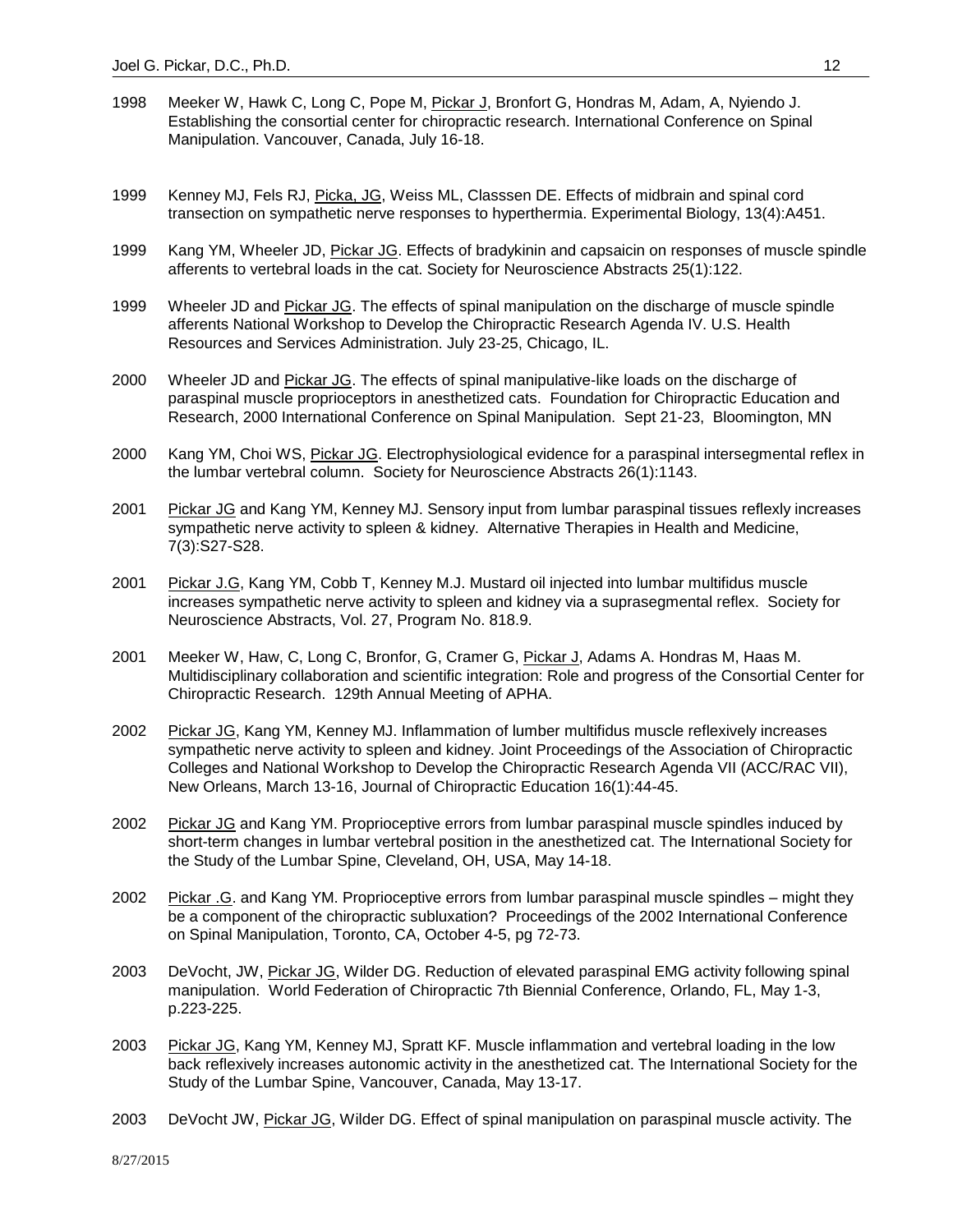1998 Meeker W, Hawk C, Long C, Pope M, <u>Pickar J</u>, Bronfort G, Hondras M, Adam, A, Nyiendo J. Establishing the consortial center for chiropractic research. International Conference on Spinal Manipulation. Vancouver, Canada, July 16-18.

1999 Kenney MJ, Fels RJ, <u>Picka, JG</u>, Weiss ML, Classsen DE. Effects of midbrain and spinal cord transection on sympathetic nerve responses to hyperthermia. Experimental Biology, 13(4):A451.

1999 Kang YM, Wheeler JD, <u>Pickar JG</u>. Effects of bradykinin and capsaicin on responses of muscle spindle afferents to vertebral loads in the cat. Society for Neuroscience Abstracts 25(1):122.

1999 Wheeler JD and <u>Pickar JG</u>. The effects of spinal manipulation on the discharge of muscle spindle afferents National Workshop to Develop the Chiropractic Research Agenda IV. U.S. Health Resources and Services Administration. July 23-25, Chicago, IL.

2000 Wheeler JD and <u>Pickar JG</u>. The effects of spinal manipulative-like loads on the discharge of paraspinal muscle proprioceptors in anesthetized cats. Foundation for Chiropractic Education and Research, 2000 International Conference on Spinal Manipulation. Sept 21-23, Bloomington, MN

2000 Kang YM, Choi WS, <u>Pickar JG</u>. Electrophysiological evidence for a paraspinal intersegmental reflex in the lumbar vertebral column. Society for Neuroscience Abstracts 26(1):1143.

2001 <u>Pickar JG</u> and Kang YM, Kenney MJ. Sensory input from lumbar paraspinal tissues reflexly increases sympathetic nerve activity to spleen & kidney. Alternative Therapies in Health and Medicine, 7(3):S27-S28.

2001 <u>Pickar J.G</u>, Kang YM, Cobb T, Kenney M.J. Mustard oil injected into lumbar multifidus muscle increases sympathetic nerve activity to spleen and kidney via a suprasegmental reflex. Society for Neuroscience Abstracts, Vol. 27, Program No. 818.9.

2001 Meeker W, Haw, C, Long C, Bronfor, G, Cramer G, <u>Pickar J</u>, Adams A. Hondras M, Haas M. Multidisciplinary collaboration and scientific integration: Role and progress of the Consortial Center for Chiropractic Research. 129th Annual Meeting of APHA.

2002 <u>Pickar JG</u>, Kang YM, Kenney MJ. Inflammation of lumber multifidus muscle reflexively increases sympathetic nerve activity to spleen and kidney. Joint Proceedings of the Association of Chiropractic Colleges and National Workshop to Develop the Chiropractic Research Agenda VII (ACC/RAC VII), New Orleans, March 13-16, Journal of Chiropractic Education 16(1):44-45.

2002 <u>Pickar JG</u> and Kang YM. Proprioceptive errors from lumbar paraspinal muscle spindles induced by short-term changes in lumbar vertebral position in the anesthetized cat. The International Society for the Study of the Lumbar Spine, Cleveland, OH, USA, May 14-18.

2002 <u>Pickar .G</u>. and Kang YM. Proprioceptive errors from lumbar paraspinal muscle spindles – might they be a component of the chiropractic subluxation? Proceedings of the 2002 International Conference on Spinal Manipulation, Toronto, CA, October 4-5, pg 72-73.

2003 DeVocht, JW, <u>Pickar JG</u>, Wilder DG. Reduction of elevated paraspinal EMG activity following spinal manipulation. World Federation of Chiropractic 7th Biennial Conference, Orlando, FL, May 1-3, p.223-225.

2003 <u>Pickar JG</u>, Kang YM, Kenney MJ, Spratt KF. Muscle inflammation and vertebral loading in the low back reflexively increases autonomic activity in the anesthetized cat. The International Society for the Study of the Lumbar Spine, Vancouver, Canada, May 13-17.

2003 DeVocht JW, <u>Pickar JG</u>, Wilder DG. Effect of spinal manipulation on paraspinal muscle activity. The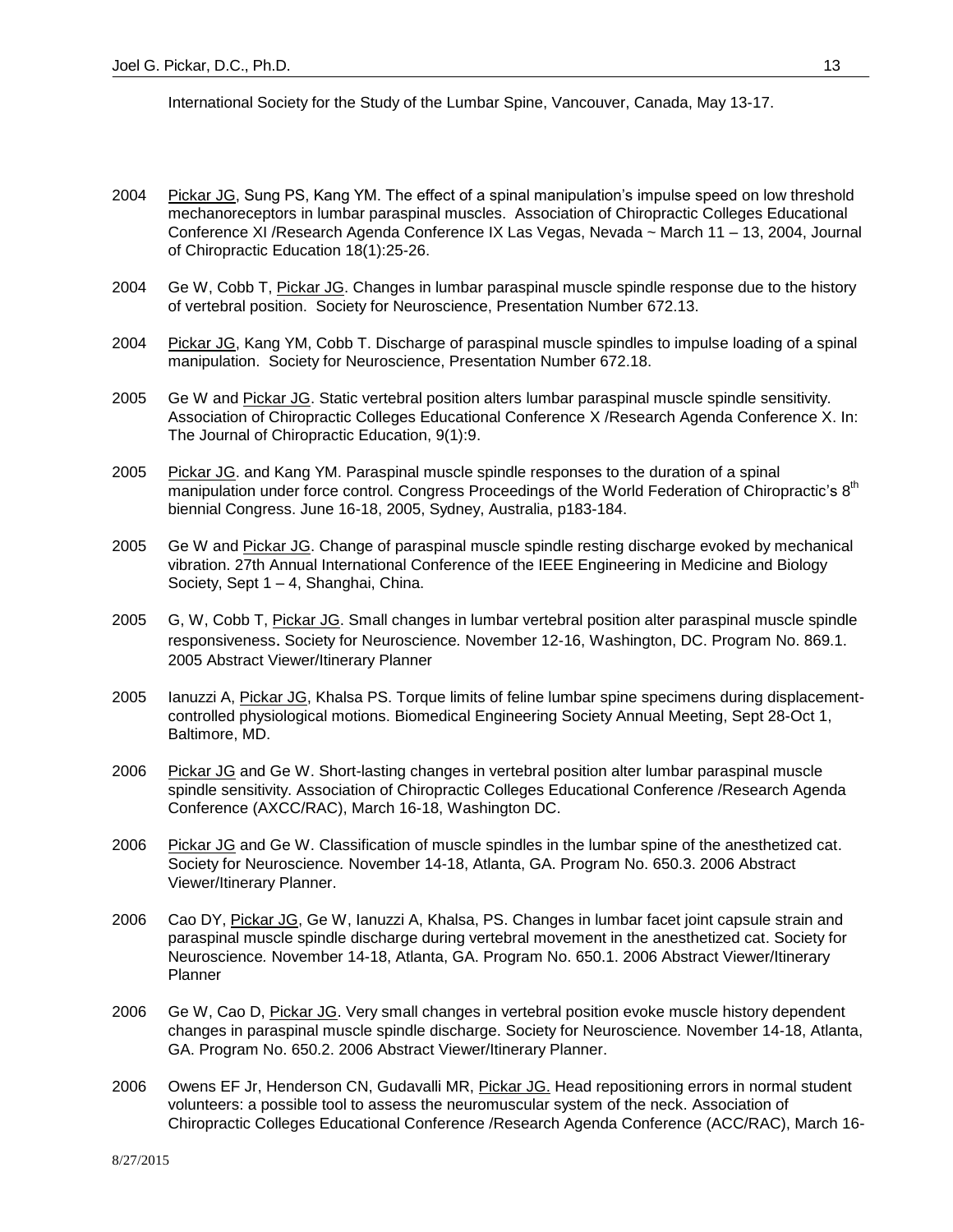International Society for the Study of the Lumbar Spine, Vancouver, Canada, May 13-17.

2004 Pickar JG, Sung PS, Kang YM. The effect of a spinal manipulation's impulse speed on low threshold mechanoreceptors in lumbar paraspinal muscles. Association of Chiropractic Colleges Educational Conference XI /Research Agenda Conference IX Las Vegas, Nevada ~ March 11 – 13, 2004, Journal of Chiropractic Education 18(1):25-26.

2004 Ge W, Cobb T, Pickar JG. Changes in lumbar paraspinal muscle spindle response due to the history of vertebral position. Society for Neuroscience, Presentation Number 672.13.

2004 Pickar JG, Kang YM, Cobb T. Discharge of paraspinal muscle spindles to impulse loading of a spinal manipulation. Society for Neuroscience, Presentation Number 672.18.

2005 Ge W and Pickar JG. Static vertebral position alters lumbar paraspinal muscle spindle sensitivity. Association of Chiropractic Colleges Educational Conference X /Research Agenda Conference X. In: The Journal of Chiropractic Education, 9(1):9.

2005 Pickar JG. and Kang YM. Paraspinal muscle spindle responses to the duration of a spinal manipulation under force control. Congress Proceedings of the World Federation of Chiropractic's 8th biennial Congress. June 16-18, 2005, Sydney, Australia, p183-184.

2005 Ge W and Pickar JG. Change of paraspinal muscle spindle resting discharge evoked by mechanical vibration. 27th Annual International Conference of the IEEE Engineering in Medicine and Biology Society, Sept 1 – 4, Shanghai, China.

2005 G, W, Cobb T, Pickar JG. Small changes in lumbar vertebral position alter paraspinal muscle spindle responsiveness. Society for Neuroscience. November 12-16, Washington, DC. Program No. 869.1. 2005 Abstract Viewer/Itinerary Planner

2005 Ianuzzi A, Pickar JG, Khalsa PS. Torque limits of feline lumbar spine specimens during displacement-controlled physiological motions. Biomedical Engineering Society Annual Meeting, Sept 28-Oct 1, Baltimore, MD.

2006 Pickar JG and Ge W. Short-lasting changes in vertebral position alter lumbar paraspinal muscle spindle sensitivity. Association of Chiropractic Colleges Educational Conference /Research Agenda Conference (AXCC/RAC), March 16-18, Washington DC.

2006 Pickar JG and Ge W. Classification of muscle spindles in the lumbar spine of the anesthetized cat. Society for Neuroscience. November 14-18, Atlanta, GA. Program No. 650.3. 2006 Abstract Viewer/Itinerary Planner.

2006 Cao DY, Pickar JG, Ge W, Ianuzzi A, Khalsa, PS. Changes in lumbar facet joint capsule strain and paraspinal muscle spindle discharge during vertebral movement in the anesthetized cat. Society for Neuroscience. November 14-18, Atlanta, GA. Program No. 650.1. 2006 Abstract Viewer/Itinerary Planner

2006 Ge W, Cao D, Pickar JG. Very small changes in vertebral position evoke muscle history dependent changes in paraspinal muscle spindle discharge. Society for Neuroscience. November 14-18, Atlanta, GA. Program No. 650.2. 2006 Abstract Viewer/Itinerary Planner.

2006 Owens EF Jr, Henderson CN, Gudavalli MR, Pickar JG. Head repositioning errors in normal student volunteers: a possible tool to assess the neuromuscular system of the neck. Association of Chiropractic Colleges Educational Conference /Research Agenda Conference (ACC/RAC), March 16-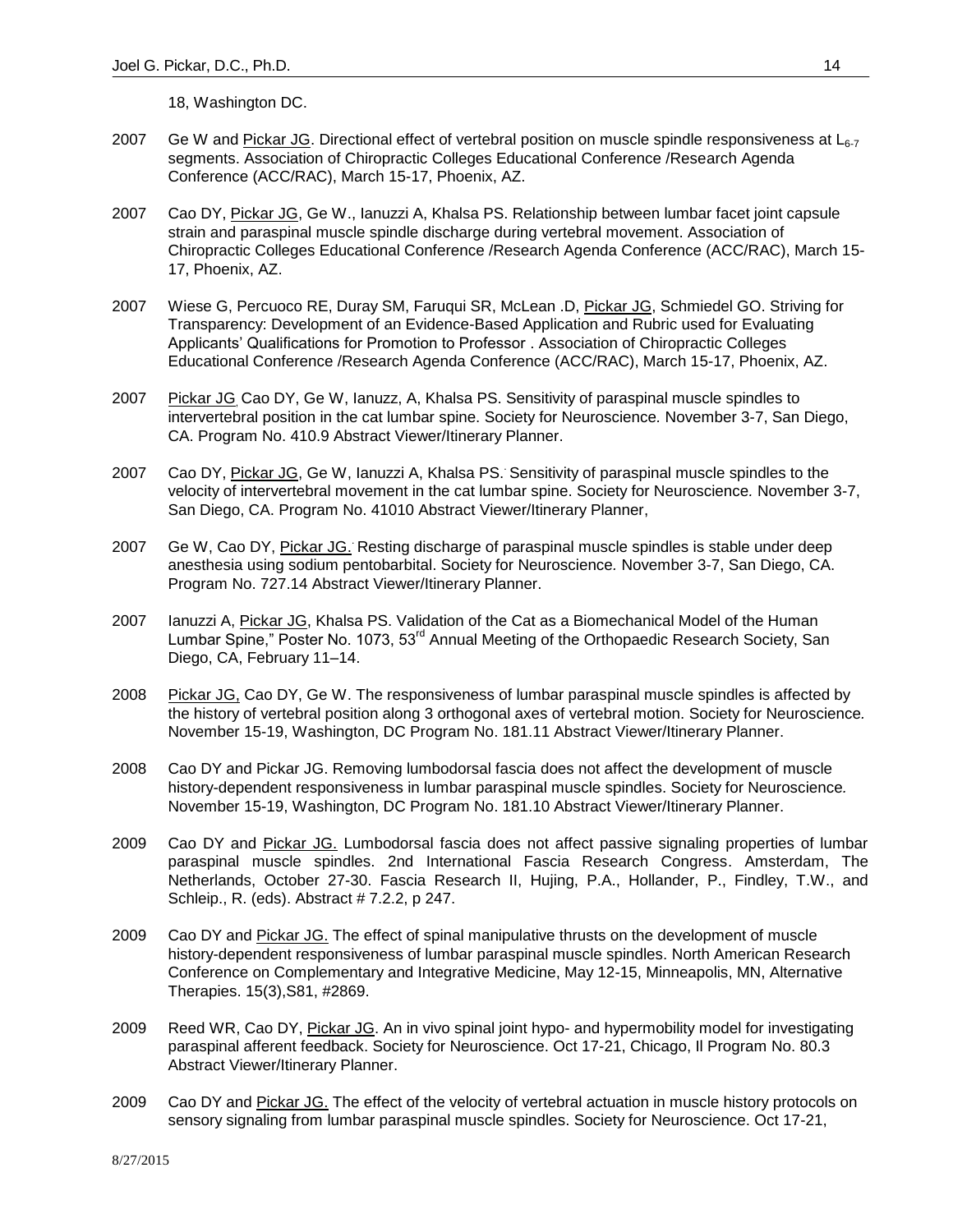18, Washington DC.

2007 Ge W and Pickar JG. Directional effect of vertebral position on muscle spindle responsiveness at $L_{6-7}$ segments. Association of Chiropractic Colleges Educational Conference /Research Agenda Conference (ACC/RAC), March 15-17, Phoenix, AZ.

2007 Cao DY, Pickar JG, Ge W., Ianuzzi A, Khalsa PS. Relationship between lumbar facet joint capsule strain and paraspinal muscle spindle discharge during vertebral movement. Association of Chiropractic Colleges Educational Conference /Research Agenda Conference (ACC/RAC), March 15-17, Phoenix, AZ.

2007 Wiese G, Percuoco RE, Duray SM, Faruqui SR, McLean .D, Pickar JG, Schmiedel GO. Striving for Transparency: Development of an Evidence-Based Application and Rubric used for Evaluating Applicants' Qualifications for Promotion to Professor . Association of Chiropractic Colleges Educational Conference /Research Agenda Conference (ACC/RAC), March 15-17, Phoenix, AZ.

2007 Pickar JG, Cao DY, Ge W, Ianuzz, A, Khalsa PS. Sensitivity of paraspinal muscle spindles to intervertebral position in the cat lumbar spine. Society for Neuroscience. November 3-7, San Diego, CA. Program No. 410.9 Abstract Viewer/Itinerary Planner.

2007 Cao DY, Pickar JG, Ge W, Ianuzzi A, Khalsa PS. Sensitivity of paraspinal muscle spindles to the velocity of intervertebral movement in the cat lumbar spine. Society for Neuroscience. November 3-7, San Diego, CA. Program No. 41010 Abstract Viewer/Itinerary Planner,

2007 Ge W, Cao DY, Pickar JG. Resting discharge of paraspinal muscle spindles is stable under deep anesthesia using sodium pentobarbital. Society for Neuroscience. November 3-7, San Diego, CA. Program No. 727.14 Abstract Viewer/Itinerary Planner.

2007 Ianuzzi A, Pickar JG, Khalsa PS. Validation of the Cat as a Biomechanical Model of the Human Lumbar Spine," Poster No. 1073, 53rd Annual Meeting of the Orthopaedic Research Society, San Diego, CA, February 11–14.

2008 Pickar JG, Cao DY, Ge W. The responsiveness of lumbar paraspinal muscle spindles is affected by the history of vertebral position along 3 orthogonal axes of vertebral motion. Society for Neuroscience. November 15-19, Washington, DC Program No. 181.11 Abstract Viewer/Itinerary Planner.

2008 Cao DY and Pickar JG. Removing lumbodorsal fascia does not affect the development of muscle history-dependent responsiveness in lumbar paraspinal muscle spindles. Society for Neuroscience. November 15-19, Washington, DC Program No. 181.10 Abstract Viewer/Itinerary Planner.

2009 Cao DY and Pickar JG. Lumbodorsal fascia does not affect passive signaling properties of lumbar paraspinal muscle spindles. 2nd International Fascia Research Congress. Amsterdam, The Netherlands, October 27-30. Fascia Research II, Hujing, P.A., Hollander, P., Findley, T.W., and Schleip., R. (eds). Abstract # 7.2.2, p 247.

2009 Cao DY and Pickar JG. The effect of spinal manipulative thrusts on the development of muscle history-dependent responsiveness of lumbar paraspinal muscle spindles. North American Research Conference on Complementary and Integrative Medicine, May 12-15, Minneapolis, MN, Alternative Therapies. 15(3),S81, #2869.

2009 Reed WR, Cao DY, Pickar JG. An in vivo spinal joint hypo- and hypermobility model for investigating paraspinal afferent feedback. Society for Neuroscience. Oct 17-21, Chicago, Il Program No. 80.3 Abstract Viewer/Itinerary Planner.

2009 Cao DY and Pickar JG. The effect of the velocity of vertebral actuation in muscle history protocols on sensory signaling from lumbar paraspinal muscle spindles. Society for Neuroscience. Oct 17-21,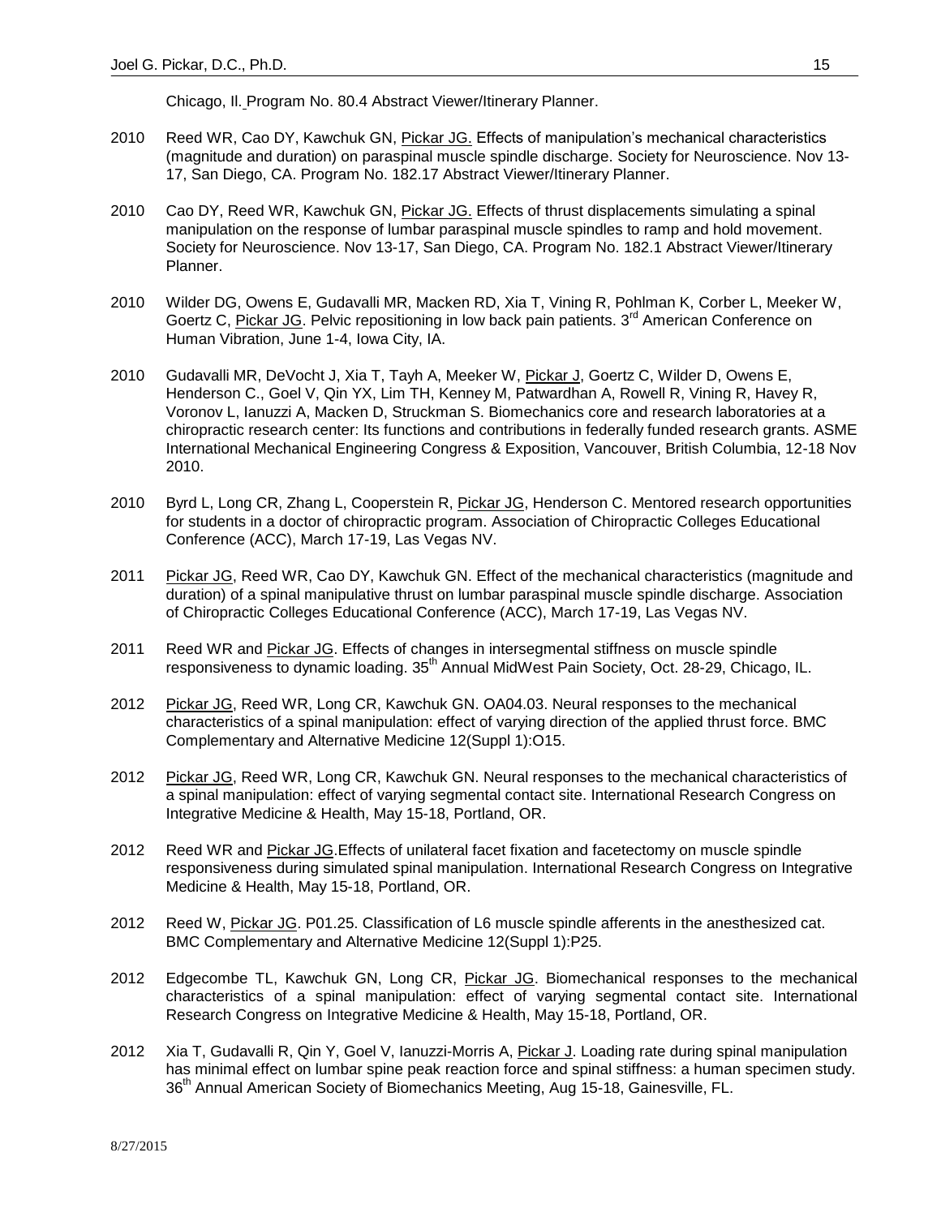Chicago, Il. Program No. 80.4 Abstract Viewer/Itinerary Planner.

2010 Reed WR, Cao DY, Kawchuk GN, Pickar JG. Effects of manipulation's mechanical characteristics (magnitude and duration) on paraspinal muscle spindle discharge. Society for Neuroscience. Nov 13-17, San Diego, CA. Program No. 182.17 Abstract Viewer/Itinerary Planner.

2010 Cao DY, Reed WR, Kawchuk GN, Pickar JG. Effects of thrust displacements simulating a spinal manipulation on the response of lumbar paraspinal muscle spindles to ramp and hold movement. Society for Neuroscience. Nov 13-17, San Diego, CA. Program No. 182.1 Abstract Viewer/Itinerary Planner.

2010 Wilder DG, Owens E, Gudavalli MR, Macken RD, Xia T, Vining R, Pohlman K, Corber L, Meeker W, Goertz C, Pickar JG. Pelvic repositioning in low back pain patients. 3rd American Conference on Human Vibration, June 1-4, Iowa City, IA.

2010 Gudavalli MR, DeVocht J, Xia T, Tayh A, Meeker W, Pickar J, Goertz C, Wilder D, Owens E, Henderson C., Goel V, Qin YX, Lim TH, Kenney M, Patwardhan A, Rowell R, Vining R, Havey R, Voronov L, Ianuzzi A, Macken D, Struckman S. Biomechanics core and research laboratories at a chiropractic research center: Its functions and contributions in federally funded research grants. ASME International Mechanical Engineering Congress & Exposition, Vancouver, British Columbia, 12-18 Nov 2010.

2010 Byrd L, Long CR, Zhang L, Cooperstein R, Pickar JG, Henderson C. Mentored research opportunities for students in a doctor of chiropractic program. Association of Chiropractic Colleges Educational Conference (ACC), March 17-19, Las Vegas NV.

2011 Pickar JG, Reed WR, Cao DY, Kawchuk GN. Effect of the mechanical characteristics (magnitude and duration) of a spinal manipulative thrust on lumbar paraspinal muscle spindle discharge. Association of Chiropractic Colleges Educational Conference (ACC), March 17-19, Las Vegas NV.

2011 Reed WR and Pickar JG. Effects of changes in intersegmental stiffness on muscle spindle responsiveness to dynamic loading. 35th Annual MidWest Pain Society, Oct. 28-29, Chicago, IL.

2012 Pickar JG, Reed WR, Long CR, Kawchuk GN. OA04.03. Neural responses to the mechanical characteristics of a spinal manipulation: effect of varying direction of the applied thrust force. BMC Complementary and Alternative Medicine 12(Suppl 1):O15.

2012 Pickar JG, Reed WR, Long CR, Kawchuk GN. Neural responses to the mechanical characteristics of a spinal manipulation: effect of varying segmental contact site. International Research Congress on Integrative Medicine & Health, May 15-18, Portland, OR.

2012 Reed WR and Pickar JG.Effects of unilateral facet fixation and facetectomy on muscle spindle responsiveness during simulated spinal manipulation. International Research Congress on Integrative Medicine & Health, May 15-18, Portland, OR.

2012 Reed W, Pickar JG. P01.25. Classification of L6 muscle spindle afferents in the anesthesized cat. BMC Complementary and Alternative Medicine 12(Suppl 1):P25.

2012 Edgecombe TL, Kawchuk GN, Long CR, Pickar JG. Biomechanical responses to the mechanical characteristics of a spinal manipulation: effect of varying segmental contact site. International Research Congress on Integrative Medicine & Health, May 15-18, Portland, OR.

2012 Xia T, Gudavalli R, Qin Y, Goel V, Ianuzzi-Morris A, Pickar J. Loading rate during spinal manipulation has minimal effect on lumbar spine peak reaction force and spinal stiffness: a human specimen study. 36th Annual American Society of Biomechanics Meeting, Aug 15-18, Gainesville, FL.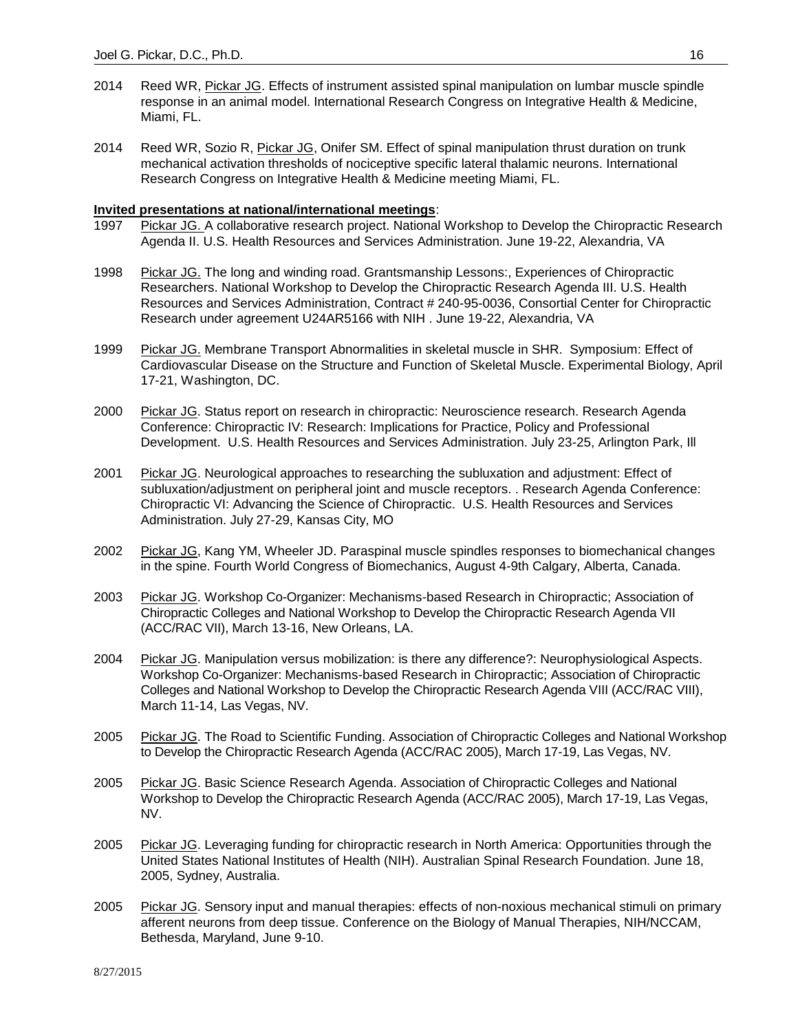2014 Reed WR, Pickar JG. Effects of instrument assisted spinal manipulation on lumbar muscle spindle response in an animal model. International Research Congress on Integrative Health & Medicine, Miami, FL.

2014 Reed WR, Sozio R, Pickar JG, Onifer SM. Effect of spinal manipulation thrust duration on trunk mechanical activation thresholds of nociceptive specific lateral thalamic neurons. International Research Congress on Integrative Health & Medicine meeting Miami, FL.

**Invited presentations at national/international meetings**:

1997 Pickar JG. A collaborative research project. National Workshop to Develop the Chiropractic Research Agenda II. U.S. Health Resources and Services Administration. June 19-22, Alexandria, VA

1998 Pickar JG. The long and winding road. Grantsmanship Lessons:, Experiences of Chiropractic Researchers. National Workshop to Develop the Chiropractic Research Agenda III. U.S. Health Resources and Services Administration, Contract # 240-95-0036, Consortial Center for Chiropractic Research under agreement U24AR5166 with NIH . June 19-22, Alexandria, VA

1999 Pickar JG. Membrane Transport Abnormalities in skeletal muscle in SHR. Symposium: Effect of Cardiovascular Disease on the Structure and Function of Skeletal Muscle. Experimental Biology, April 17-21, Washington, DC.

2000 Pickar JG. Status report on research in chiropractic: Neuroscience research. Research Agenda Conference: Chiropractic IV: Research: Implications for Practice, Policy and Professional Development. U.S. Health Resources and Services Administration. July 23-25, Arlington Park, Ill

2001 Pickar JG. Neurological approaches to researching the subluxation and adjustment: Effect of subluxation/adjustment on peripheral joint and muscle receptors. . Research Agenda Conference: Chiropractic VI: Advancing the Science of Chiropractic. U.S. Health Resources and Services Administration. July 27-29, Kansas City, MO

2002 Pickar JG, Kang YM, Wheeler JD. Paraspinal muscle spindles responses to biomechanical changes in the spine. Fourth World Congress of Biomechanics, August 4-9th Calgary, Alberta, Canada.

2003 Pickar JG. Workshop Co-Organizer: Mechanisms-based Research in Chiropractic; Association of Chiropractic Colleges and National Workshop to Develop the Chiropractic Research Agenda VII (ACC/RAC VII), March 13-16, New Orleans, LA.

2004 Pickar JG. Manipulation versus mobilization: is there any difference?: Neurophysiological Aspects. Workshop Co-Organizer: Mechanisms-based Research in Chiropractic; Association of Chiropractic Colleges and National Workshop to Develop the Chiropractic Research Agenda VIII (ACC/RAC VIII), March 11-14, Las Vegas, NV.

2005 Pickar JG. The Road to Scientific Funding. Association of Chiropractic Colleges and National Workshop to Develop the Chiropractic Research Agenda (ACC/RAC 2005), March 17-19, Las Vegas, NV.

2005 Pickar JG. Basic Science Research Agenda. Association of Chiropractic Colleges and National Workshop to Develop the Chiropractic Research Agenda (ACC/RAC 2005), March 17-19, Las Vegas, NV.

2005 Pickar JG. Leveraging funding for chiropractic research in North America: Opportunities through the United States National Institutes of Health (NIH). Australian Spinal Research Foundation. June 18, 2005, Sydney, Australia.

2005 Pickar JG. Sensory input and manual therapies: effects of non-noxious mechanical stimuli on primary afferent neurons from deep tissue. Conference on the Biology of Manual Therapies, NIH/NCCAM, Bethesda, Maryland, June 9-10.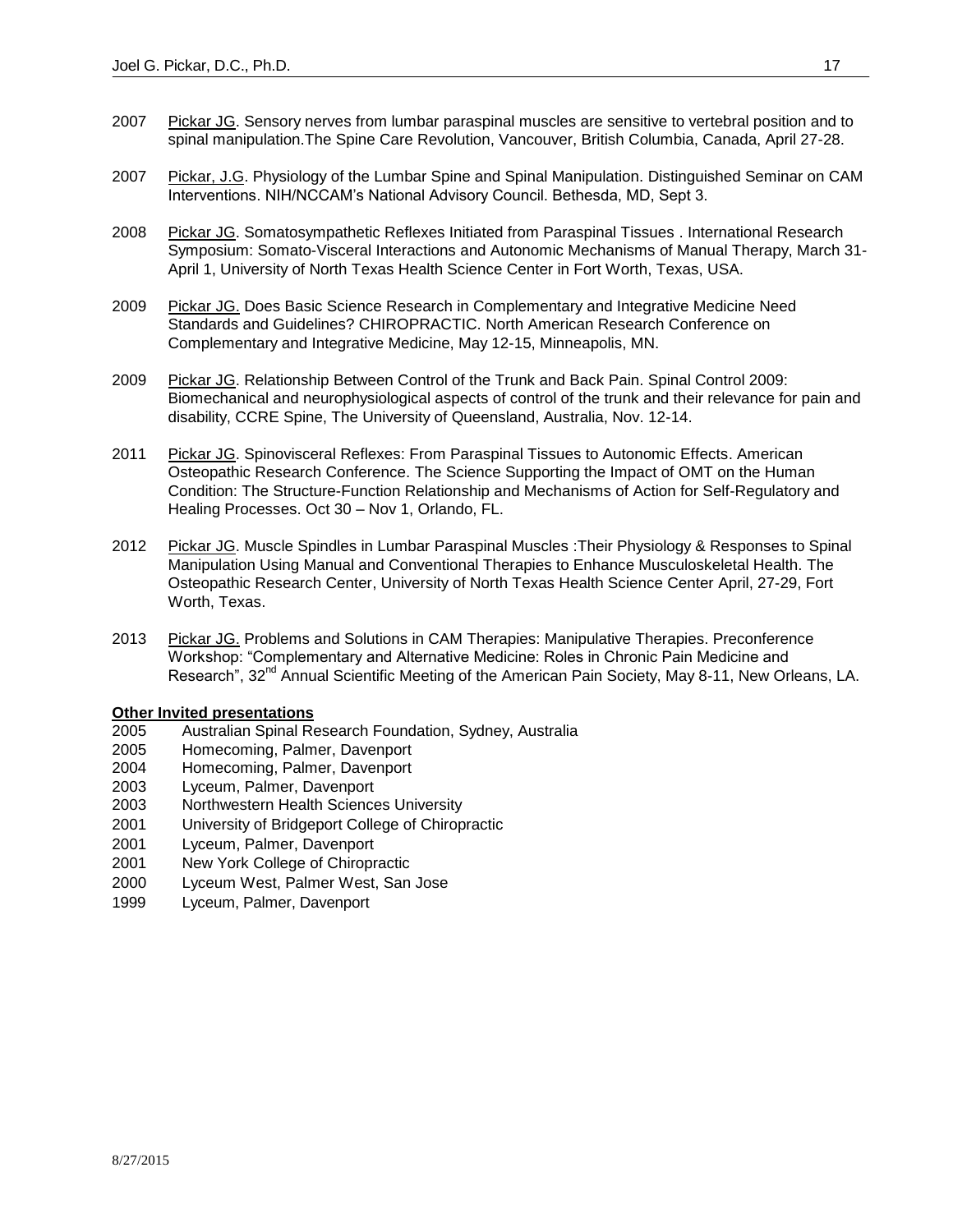2007 Pickar JG. Sensory nerves from lumbar paraspinal muscles are sensitive to vertebral position and to spinal manipulation.The Spine Care Revolution, Vancouver, British Columbia, Canada, April 27-28.

2007 Pickar, J.G. Physiology of the Lumbar Spine and Spinal Manipulation. Distinguished Seminar on CAM Interventions. NIH/NCCAM's National Advisory Council. Bethesda, MD, Sept 3.

2008 Pickar JG. Somatosympathetic Reflexes Initiated from Paraspinal Tissues . International Research Symposium: Somato-Visceral Interactions and Autonomic Mechanisms of Manual Therapy, March 31-April 1, University of North Texas Health Science Center in Fort Worth, Texas, USA.

2009 Pickar JG. Does Basic Science Research in Complementary and Integrative Medicine Need Standards and Guidelines? CHIROPRACTIC. North American Research Conference on Complementary and Integrative Medicine, May 12-15, Minneapolis, MN.

2009 Pickar JG. Relationship Between Control of the Trunk and Back Pain. Spinal Control 2009: Biomechanical and neurophysiological aspects of control of the trunk and their relevance for pain and disability, CCRE Spine, The University of Queensland, Australia, Nov. 12-14.

2011 Pickar JG. Spinovisceral Reflexes: From Paraspinal Tissues to Autonomic Effects. American Osteopathic Research Conference. The Science Supporting the Impact of OMT on the Human Condition: The Structure-Function Relationship and Mechanisms of Action for Self-Regulatory and Healing Processes. Oct 30 – Nov 1, Orlando, FL.

2012 Pickar JG. Muscle Spindles in Lumbar Paraspinal Muscles :Their Physiology & Responses to Spinal Manipulation Using Manual and Conventional Therapies to Enhance Musculoskeletal Health. The Osteopathic Research Center, University of North Texas Health Science Center April, 27-29, Fort Worth, Texas.

2013 Pickar JG. Problems and Solutions in CAM Therapies: Manipulative Therapies. Preconference Workshop: "Complementary and Alternative Medicine: Roles in Chronic Pain Medicine and Research", 32nd Annual Scientific Meeting of the American Pain Society, May 8-11, New Orleans, LA.

**Other Invited presentations**

2005 Australian Spinal Research Foundation, Sydney, Australia
2005 Homecoming, Palmer, Davenport
2004 Homecoming, Palmer, Davenport
2003 Lyceum, Palmer, Davenport
2003 Northwestern Health Sciences University
2001 University of Bridgeport College of Chiropractic
2001 Lyceum, Palmer, Davenport
2001 New York College of Chiropractic
2000 Lyceum West, Palmer West, San Jose
1999 Lyceum, Palmer, Davenport